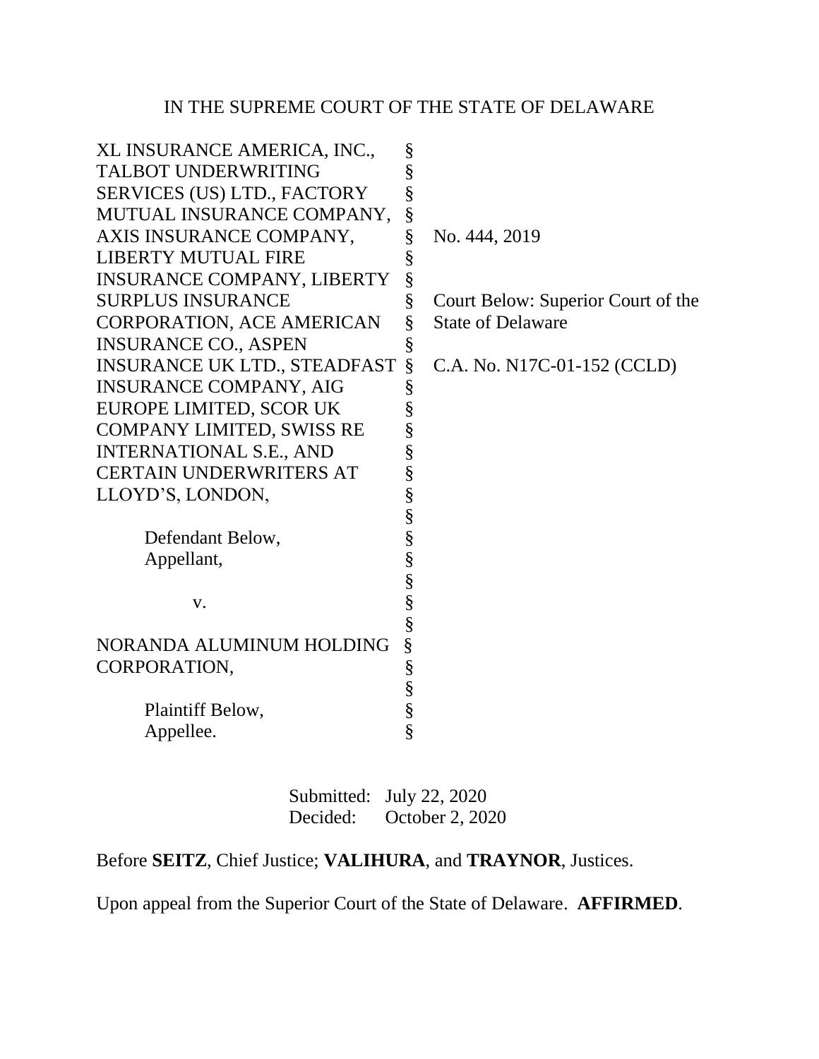IN THE SUPREME COURT OF THE STATE OF DELAWARE

| | | |
|---|---|---|
| XL INSURANCE AMERICA, INC., TALBOT UNDERWRITING SERVICES (US) LTD., FACTORY MUTUAL INSURANCE COMPANY, AXIS INSURANCE COMPANY, LIBERTY MUTUAL FIRE INSURANCE COMPANY, LIBERTY SURPLUS INSURANCE CORPORATION, ACE AMERICAN INSURANCE CO., ASPEN INSURANCE UK LTD., STEADFAST INSURANCE COMPANY, AIG EUROPE LIMITED, SCOR UK COMPANY LIMITED, SWISS RE INTERNATIONAL S.E., AND CERTAIN UNDERWRITERS AT LLOYD'S, LONDON, | § | No. 444, 2019 |
| Defendant Below, Appellant, | § | Court Below: Superior Court of the State of Delaware |
| v. | § | C.A. No. N17C-01-152 (CCLD) |
| NORANDA ALUMINUM HOLDING CORPORATION, | § | |
| Plaintiff Below, Appellee. | § | |

Submitted: July 22, 2020
Decided: October 2, 2020

Before **SEITZ**, Chief Justice; **VALIHURA**, and **TRAYNOR**, Justices.

Upon appeal from the Superior Court of the State of Delaware. **AFFIRMED**.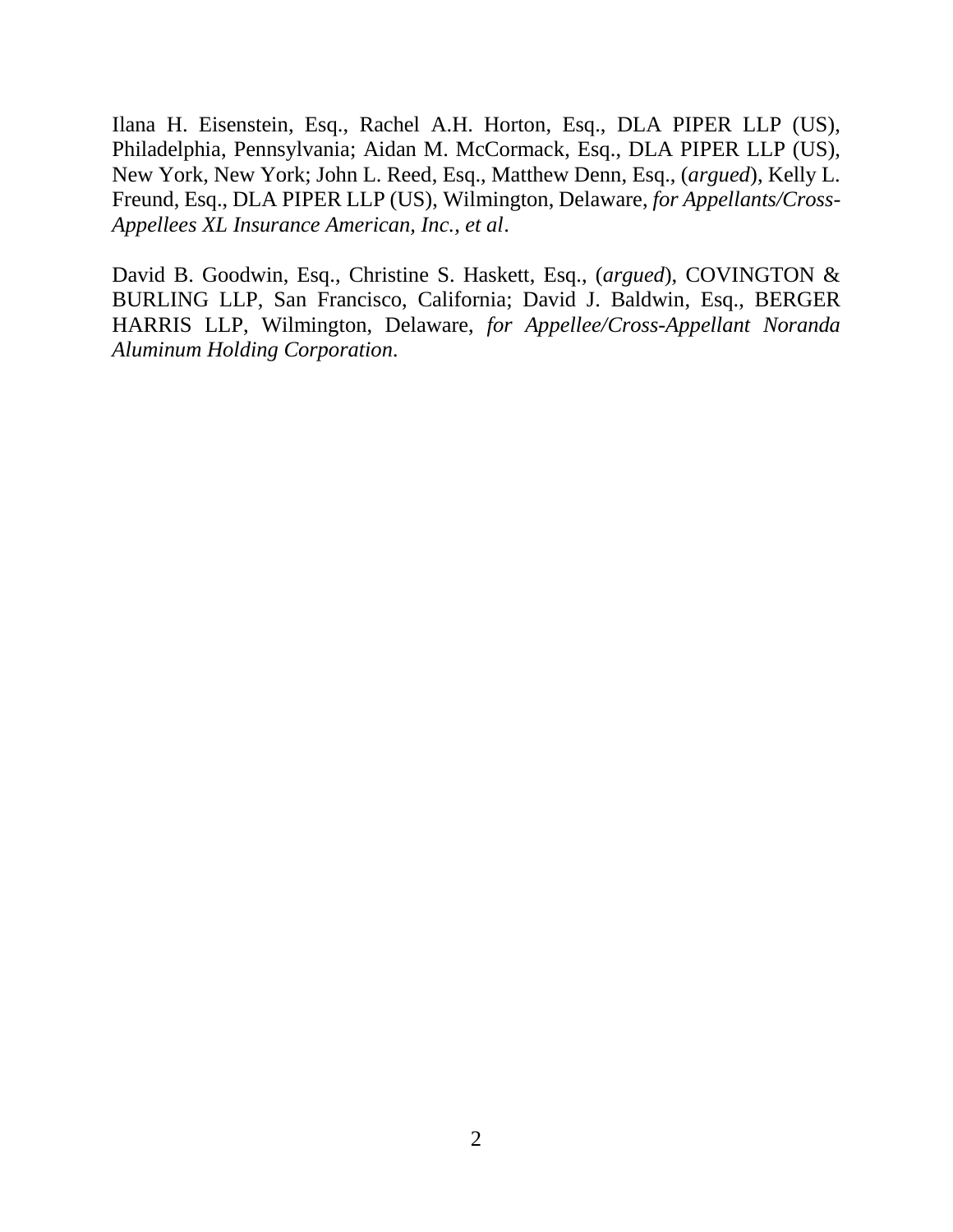Ilana H. Eisenstein, Esq., Rachel A.H. Horton, Esq., DLA PIPER LLP (US), Philadelphia, Pennsylvania; Aidan M. McCormack, Esq., DLA PIPER LLP (US), New York, New York; John L. Reed, Esq., Matthew Denn, Esq., (*argued*), Kelly L. Freund, Esq., DLA PIPER LLP (US), Wilmington, Delaware, *for Appellants/Cross-Appellees XL Insurance American, Inc., et al*.

David B. Goodwin, Esq., Christine S. Haskett, Esq., (*argued*), COVINGTON & BURLING LLP, San Francisco, California; David J. Baldwin, Esq., BERGER HARRIS LLP, Wilmington, Delaware, *for Appellee/Cross-Appellant Noranda Aluminum Holding Corporation.*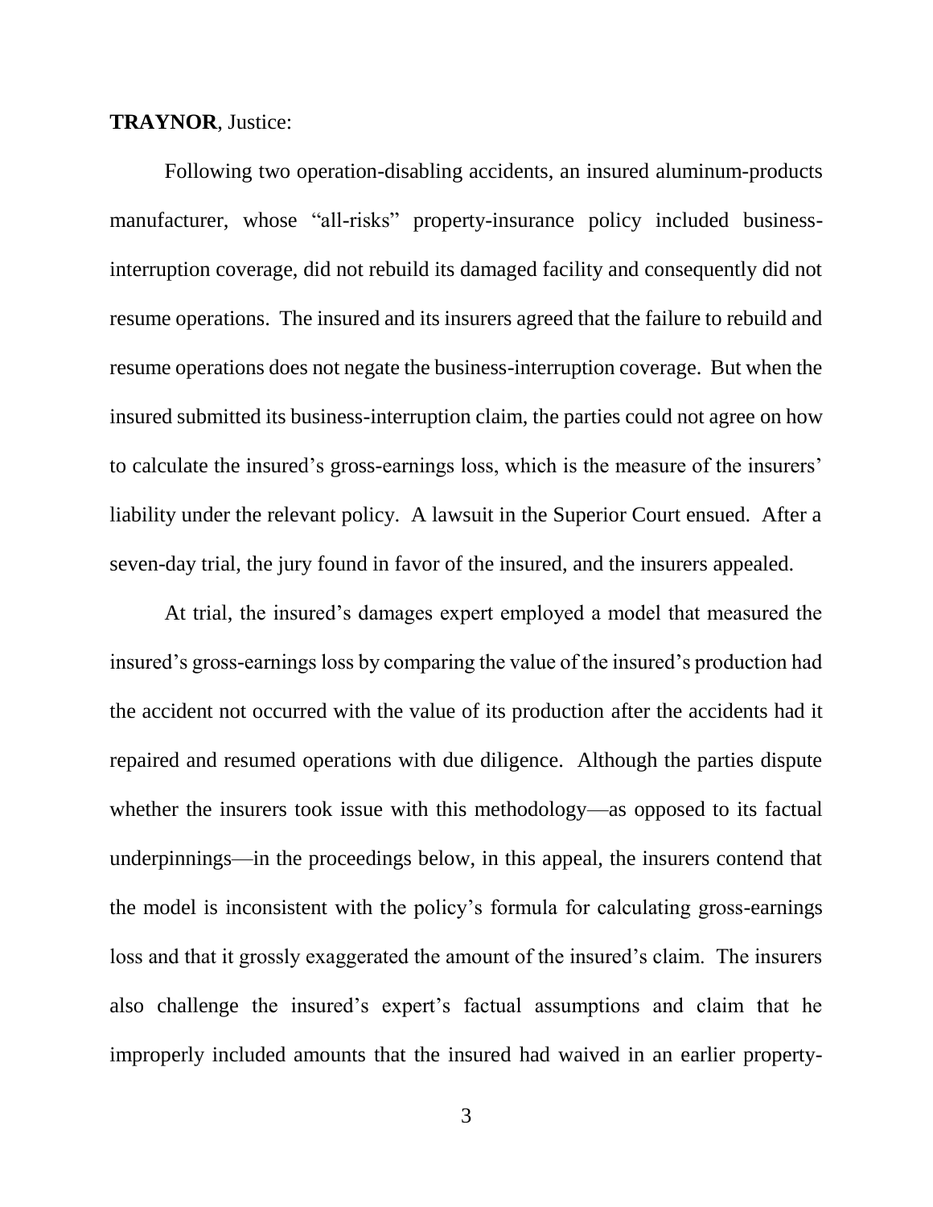**TRAYNOR**, Justice:

Following two operation-disabling accidents, an insured aluminum-products manufacturer, whose "all-risks" property-insurance policy included business-interruption coverage, did not rebuild its damaged facility and consequently did not resume operations. The insured and its insurers agreed that the failure to rebuild and resume operations does not negate the business-interruption coverage. But when the insured submitted its business-interruption claim, the parties could not agree on how to calculate the insured's gross-earnings loss, which is the measure of the insurers' liability under the relevant policy. A lawsuit in the Superior Court ensued. After a seven-day trial, the jury found in favor of the insured, and the insurers appealed.

At trial, the insured's damages expert employed a model that measured the insured's gross-earnings loss by comparing the value of the insured's production had the accident not occurred with the value of its production after the accidents had it repaired and resumed operations with due diligence. Although the parties dispute whether the insurers took issue with this methodology—as opposed to its factual underpinnings—in the proceedings below, in this appeal, the insurers contend that the model is inconsistent with the policy's formula for calculating gross-earnings loss and that it grossly exaggerated the amount of the insured's claim. The insurers also challenge the insured's expert's factual assumptions and claim that he improperly included amounts that the insured had waived in an earlier property-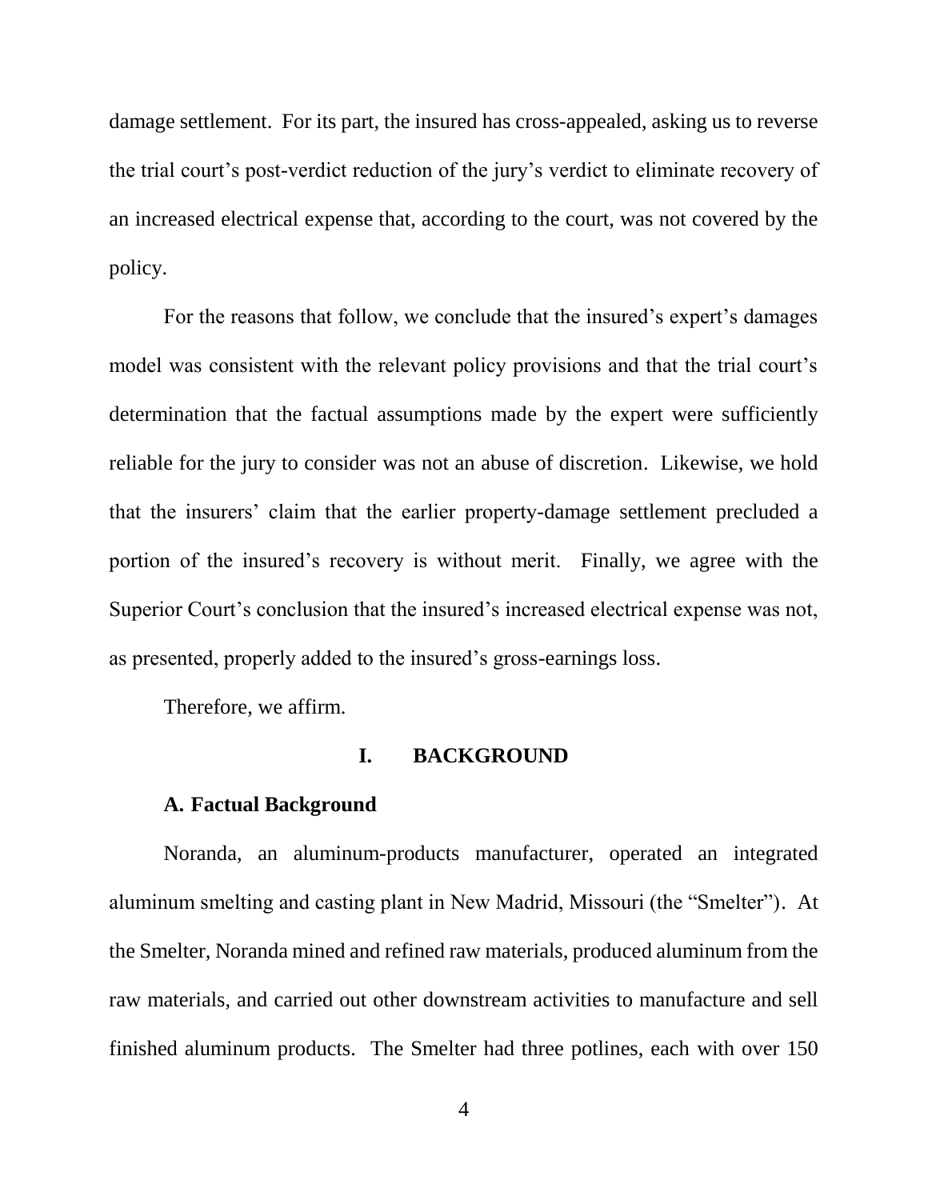damage settlement. For its part, the insured has cross-appealed, asking us to reverse the trial court's post-verdict reduction of the jury's verdict to eliminate recovery of an increased electrical expense that, according to the court, was not covered by the policy.

For the reasons that follow, we conclude that the insured's expert's damages model was consistent with the relevant policy provisions and that the trial court's determination that the factual assumptions made by the expert were sufficiently reliable for the jury to consider was not an abuse of discretion. Likewise, we hold that the insurers' claim that the earlier property-damage settlement precluded a portion of the insured's recovery is without merit. Finally, we agree with the Superior Court's conclusion that the insured's increased electrical expense was not, as presented, properly added to the insured's gross-earnings loss.

Therefore, we affirm.

## I. BACKGROUND

### A. Factual Background

Noranda, an aluminum-products manufacturer, operated an integrated aluminum smelting and casting plant in New Madrid, Missouri (the "Smelter"). At the Smelter, Noranda mined and refined raw materials, produced aluminum from the raw materials, and carried out other downstream activities to manufacture and sell finished aluminum products. The Smelter had three potlines, each with over 150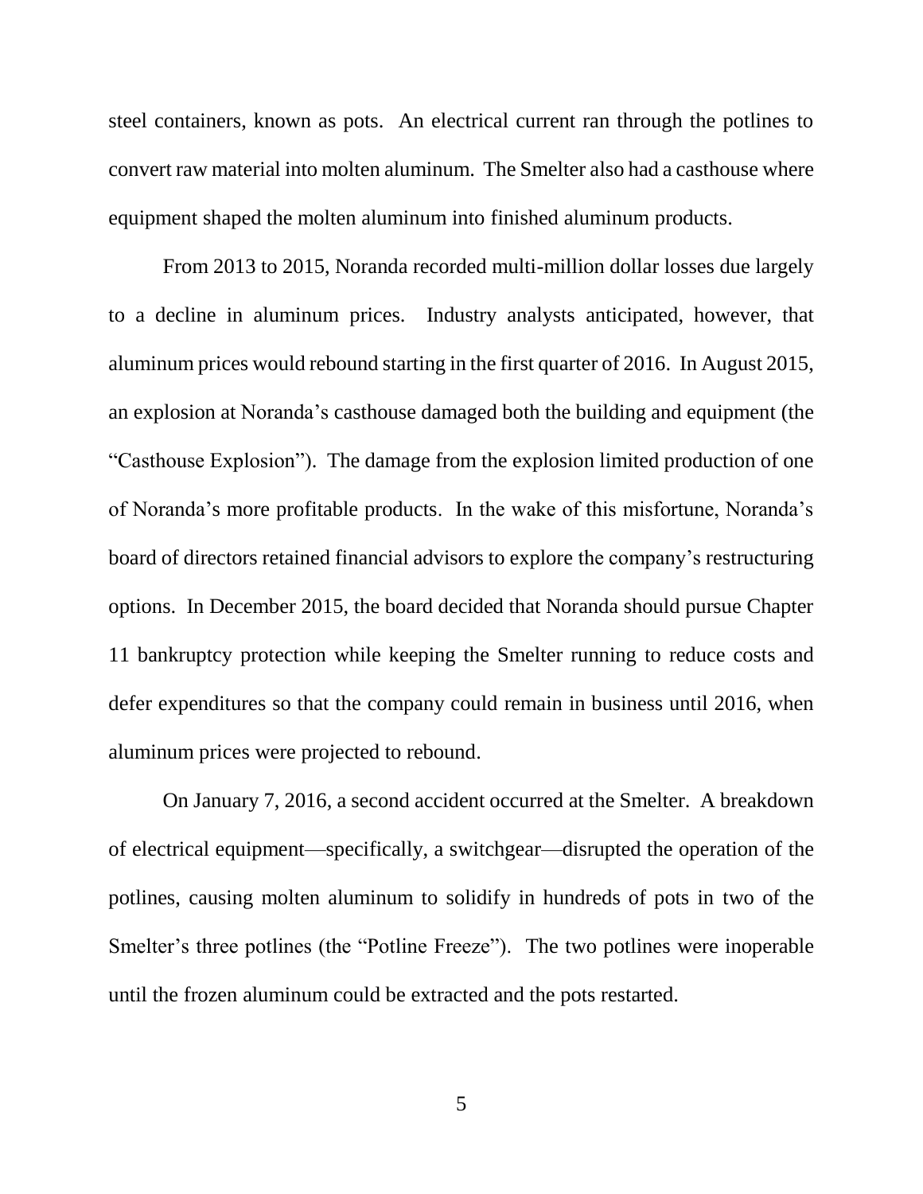steel containers, known as pots. An electrical current ran through the potlines to convert raw material into molten aluminum. The Smelter also had a casthouse where equipment shaped the molten aluminum into finished aluminum products.

From 2013 to 2015, Noranda recorded multi-million dollar losses due largely to a decline in aluminum prices. Industry analysts anticipated, however, that aluminum prices would rebound starting in the first quarter of 2016. In August 2015, an explosion at Noranda's casthouse damaged both the building and equipment (the "Casthouse Explosion"). The damage from the explosion limited production of one of Noranda's more profitable products. In the wake of this misfortune, Noranda's board of directors retained financial advisors to explore the company's restructuring options. In December 2015, the board decided that Noranda should pursue Chapter 11 bankruptcy protection while keeping the Smelter running to reduce costs and defer expenditures so that the company could remain in business until 2016, when aluminum prices were projected to rebound.

On January 7, 2016, a second accident occurred at the Smelter. A breakdown of electrical equipment—specifically, a switchgear—disrupted the operation of the potlines, causing molten aluminum to solidify in hundreds of pots in two of the Smelter's three potlines (the "Potline Freeze"). The two potlines were inoperable until the frozen aluminum could be extracted and the pots restarted.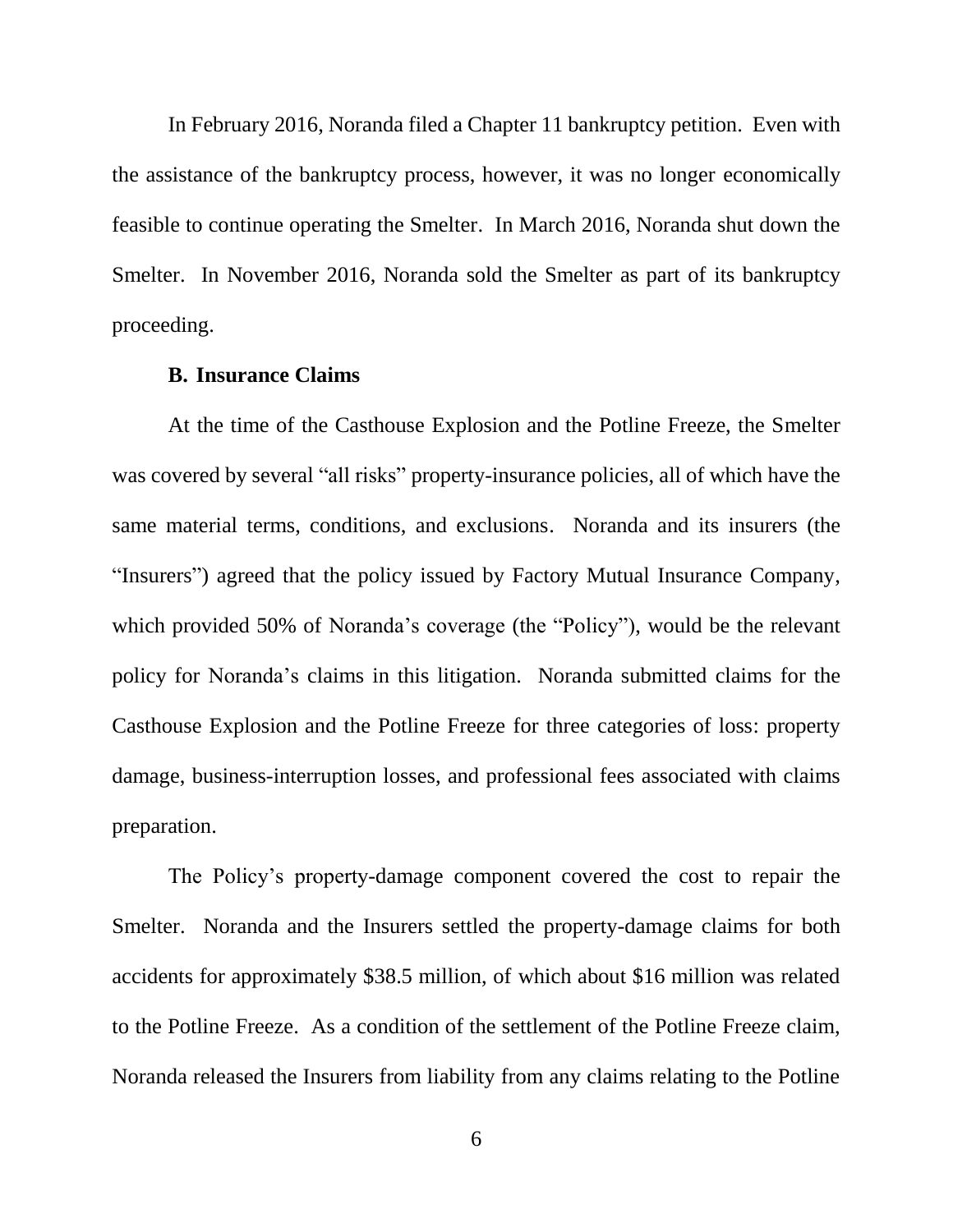In February 2016, Noranda filed a Chapter 11 bankruptcy petition. Even with the assistance of the bankruptcy process, however, it was no longer economically feasible to continue operating the Smelter. In March 2016, Noranda shut down the Smelter. In November 2016, Noranda sold the Smelter as part of its bankruptcy proceeding.

### B. Insurance Claims

At the time of the Casthouse Explosion and the Potline Freeze, the Smelter was covered by several "all risks" property-insurance policies, all of which have the same material terms, conditions, and exclusions. Noranda and its insurers (the "Insurers") agreed that the policy issued by Factory Mutual Insurance Company, which provided 50% of Noranda's coverage (the "Policy"), would be the relevant policy for Noranda's claims in this litigation. Noranda submitted claims for the Casthouse Explosion and the Potline Freeze for three categories of loss: property damage, business-interruption losses, and professional fees associated with claims preparation.

The Policy's property-damage component covered the cost to repair the Smelter. Noranda and the Insurers settled the property-damage claims for both accidents for approximately $38.5 million, of which about $16 million was related to the Potline Freeze. As a condition of the settlement of the Potline Freeze claim, Noranda released the Insurers from liability from any claims relating to the Potline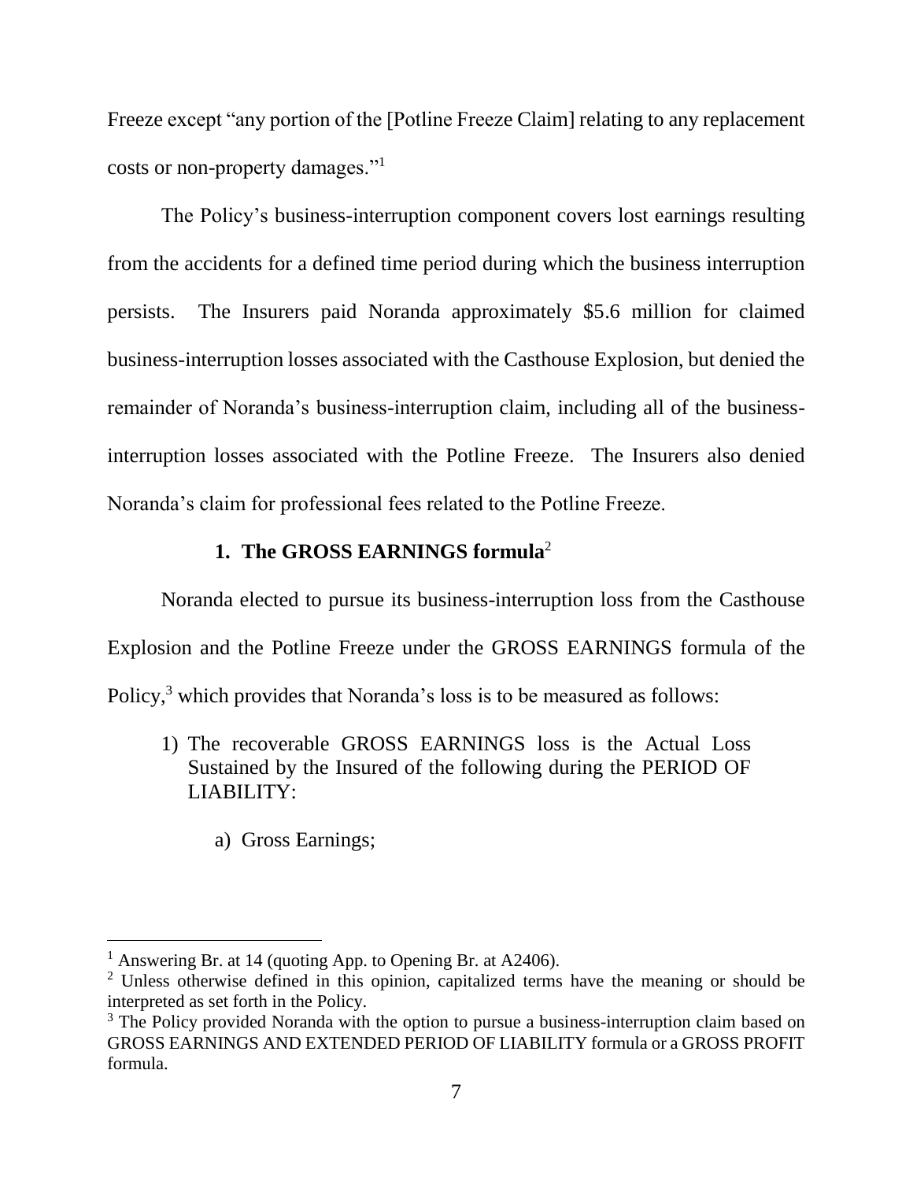Freeze except "any portion of the [Potline Freeze Claim] relating to any replacement costs or non-property damages."[1]

The Policy's business-interruption component covers lost earnings resulting from the accidents for a defined time period during which the business interruption persists. The Insurers paid Noranda approximately $5.6 million for claimed business-interruption losses associated with the Casthouse Explosion, but denied the remainder of Noranda's business-interruption claim, including all of the business-interruption losses associated with the Potline Freeze. The Insurers also denied Noranda's claim for professional fees related to the Potline Freeze.

### 1. The GROSS EARNINGS formula[2]

Noranda elected to pursue its business-interruption loss from the Casthouse Explosion and the Potline Freeze under the GROSS EARNINGS formula of the Policy,[3] which provides that Noranda's loss is to be measured as follows:

> 1) The recoverable GROSS EARNINGS loss is the Actual Loss Sustained by the Insured of the following during the PERIOD OF LIABILITY:
>
> a) Gross Earnings;

---

[1] Answering Br. at 14 (quoting App. to Opening Br. at A2406).

[2] Unless otherwise defined in this opinion, capitalized terms have the meaning or should be interpreted as set forth in the Policy.

[3] The Policy provided Noranda with the option to pursue a business-interruption claim based on GROSS EARNINGS AND EXTENDED PERIOD OF LIABILITY formula or a GROSS PROFIT formula.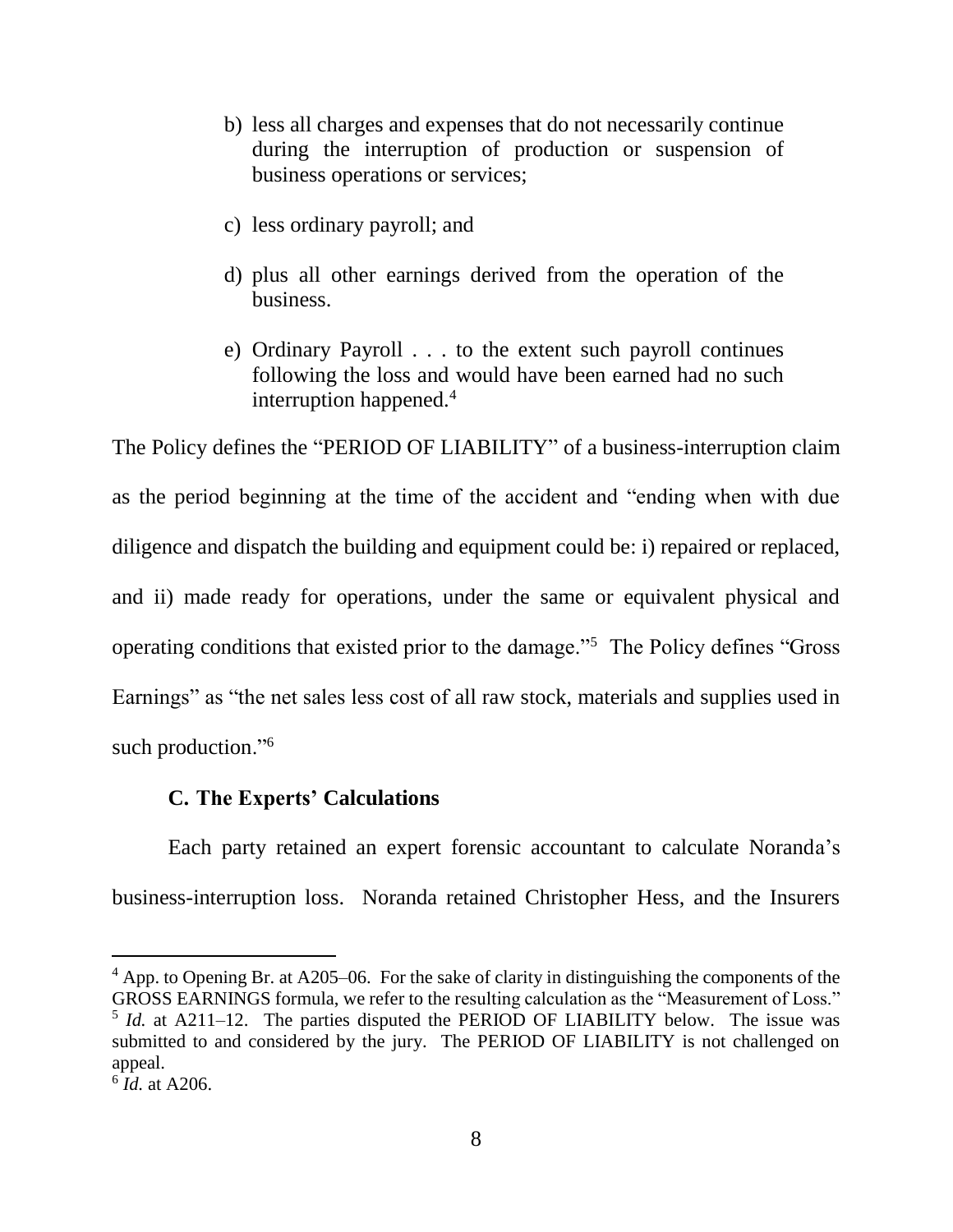b) less all charges and expenses that do not necessarily continue during the interruption of production or suspension of business operations or services;

c) less ordinary payroll; and

d) plus all other earnings derived from the operation of the business.

e) Ordinary Payroll . . . to the extent such payroll continues following the loss and would have been earned had no such interruption happened.[4]

The Policy defines the "PERIOD OF LIABILITY" of a business-interruption claim as the period beginning at the time of the accident and "ending when with due diligence and dispatch the building and equipment could be: i) repaired or replaced, and ii) made ready for operations, under the same or equivalent physical and operating conditions that existed prior to the damage."[5] The Policy defines "Gross Earnings" as "the net sales less cost of all raw stock, materials and supplies used in such production."[6]

### C. The Experts' Calculations

Each party retained an expert forensic accountant to calculate Noranda's business-interruption loss. Noranda retained Christopher Hess, and the Insurers

---

[4] App. to Opening Br. at A205–06. For the sake of clarity in distinguishing the components of the GROSS EARNINGS formula, we refer to the resulting calculation as the "Measurement of Loss."

[5] *Id.* at A211–12. The parties disputed the PERIOD OF LIABILITY below. The issue was submitted to and considered by the jury. The PERIOD OF LIABILITY is not challenged on appeal.

[6] *Id.* at A206.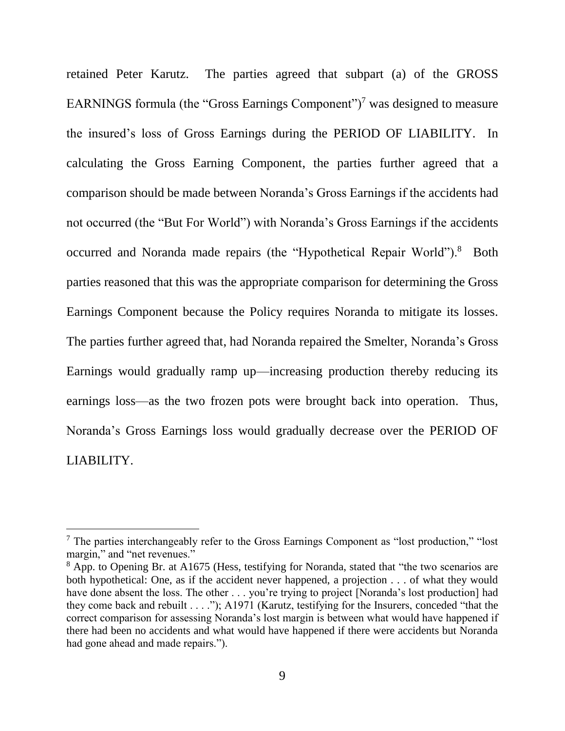retained Peter Karutz. The parties agreed that subpart (a) of the GROSS EARNINGS formula (the "Gross Earnings Component")[7] was designed to measure the insured's loss of Gross Earnings during the PERIOD OF LIABILITY. In calculating the Gross Earning Component, the parties further agreed that a comparison should be made between Noranda's Gross Earnings if the accidents had not occurred (the "But For World") with Noranda's Gross Earnings if the accidents occurred and Noranda made repairs (the "Hypothetical Repair World").[8] Both parties reasoned that this was the appropriate comparison for determining the Gross Earnings Component because the Policy requires Noranda to mitigate its losses. The parties further agreed that, had Noranda repaired the Smelter, Noranda's Gross Earnings would gradually ramp up—increasing production thereby reducing its earnings loss—as the two frozen pots were brought back into operation. Thus, Noranda's Gross Earnings loss would gradually decrease over the PERIOD OF LIABILITY.

---

[7] The parties interchangeably refer to the Gross Earnings Component as "lost production," "lost margin," and "net revenues."

[8] App. to Opening Br. at A1675 (Hess, testifying for Noranda, stated that "the two scenarios are both hypothetical: One, as if the accident never happened, a projection . . . of what they would have done absent the loss. The other . . . you're trying to project [Noranda's lost production] had they come back and rebuilt . . . ."); A1971 (Karutz, testifying for the Insurers, conceded "that the correct comparison for assessing Noranda's lost margin is between what would have happened if there had been no accidents and what would have happened if there were accidents but Noranda had gone ahead and made repairs.").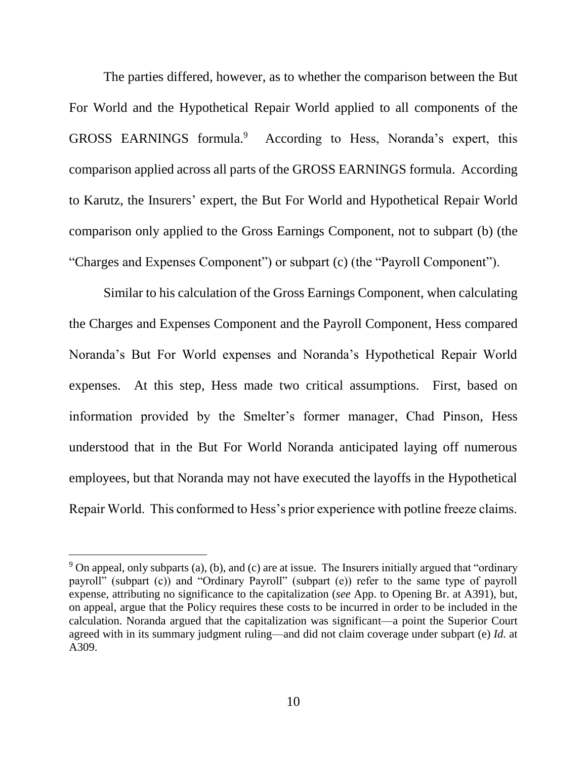The parties differed, however, as to whether the comparison between the But For World and the Hypothetical Repair World applied to all components of the GROSS EARNINGS formula.[9] According to Hess, Noranda's expert, this comparison applied across all parts of the GROSS EARNINGS formula. According to Karutz, the Insurers' expert, the But For World and Hypothetical Repair World comparison only applied to the Gross Earnings Component, not to subpart (b) (the "Charges and Expenses Component") or subpart (c) (the "Payroll Component").

Similar to his calculation of the Gross Earnings Component, when calculating the Charges and Expenses Component and the Payroll Component, Hess compared Noranda's But For World expenses and Noranda's Hypothetical Repair World expenses. At this step, Hess made two critical assumptions. First, based on information provided by the Smelter's former manager, Chad Pinson, Hess understood that in the But For World Noranda anticipated laying off numerous employees, but that Noranda may not have executed the layoffs in the Hypothetical Repair World. This conformed to Hess's prior experience with potline freeze claims.

---

[9] On appeal, only subparts (a), (b), and (c) are at issue. The Insurers initially argued that "ordinary payroll" (subpart (c)) and "Ordinary Payroll" (subpart (e)) refer to the same type of payroll expense, attributing no significance to the capitalization (*see* App. to Opening Br. at A391), but, on appeal, argue that the Policy requires these costs to be incurred in order to be included in the calculation. Noranda argued that the capitalization was significant—a point the Superior Court agreed with in its summary judgment ruling—and did not claim coverage under subpart (e) *Id.* at A309.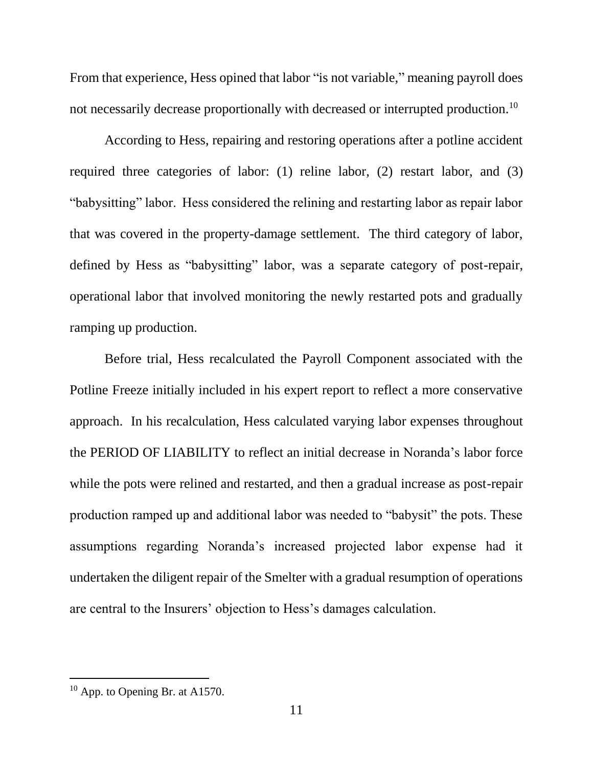From that experience, Hess opined that labor "is not variable," meaning payroll does not necessarily decrease proportionally with decreased or interrupted production.[10]

According to Hess, repairing and restoring operations after a potline accident required three categories of labor: (1) reline labor, (2) restart labor, and (3) "babysitting" labor. Hess considered the relining and restarting labor as repair labor that was covered in the property-damage settlement. The third category of labor, defined by Hess as "babysitting" labor, was a separate category of post-repair, operational labor that involved monitoring the newly restarted pots and gradually ramping up production.

Before trial, Hess recalculated the Payroll Component associated with the Potline Freeze initially included in his expert report to reflect a more conservative approach. In his recalculation, Hess calculated varying labor expenses throughout the PERIOD OF LIABILITY to reflect an initial decrease in Noranda's labor force while the pots were relined and restarted, and then a gradual increase as post-repair production ramped up and additional labor was needed to "babysit" the pots. These assumptions regarding Noranda's increased projected labor expense had it undertaken the diligent repair of the Smelter with a gradual resumption of operations are central to the Insurers' objection to Hess's damages calculation.

---

[10] App. to Opening Br. at A1570.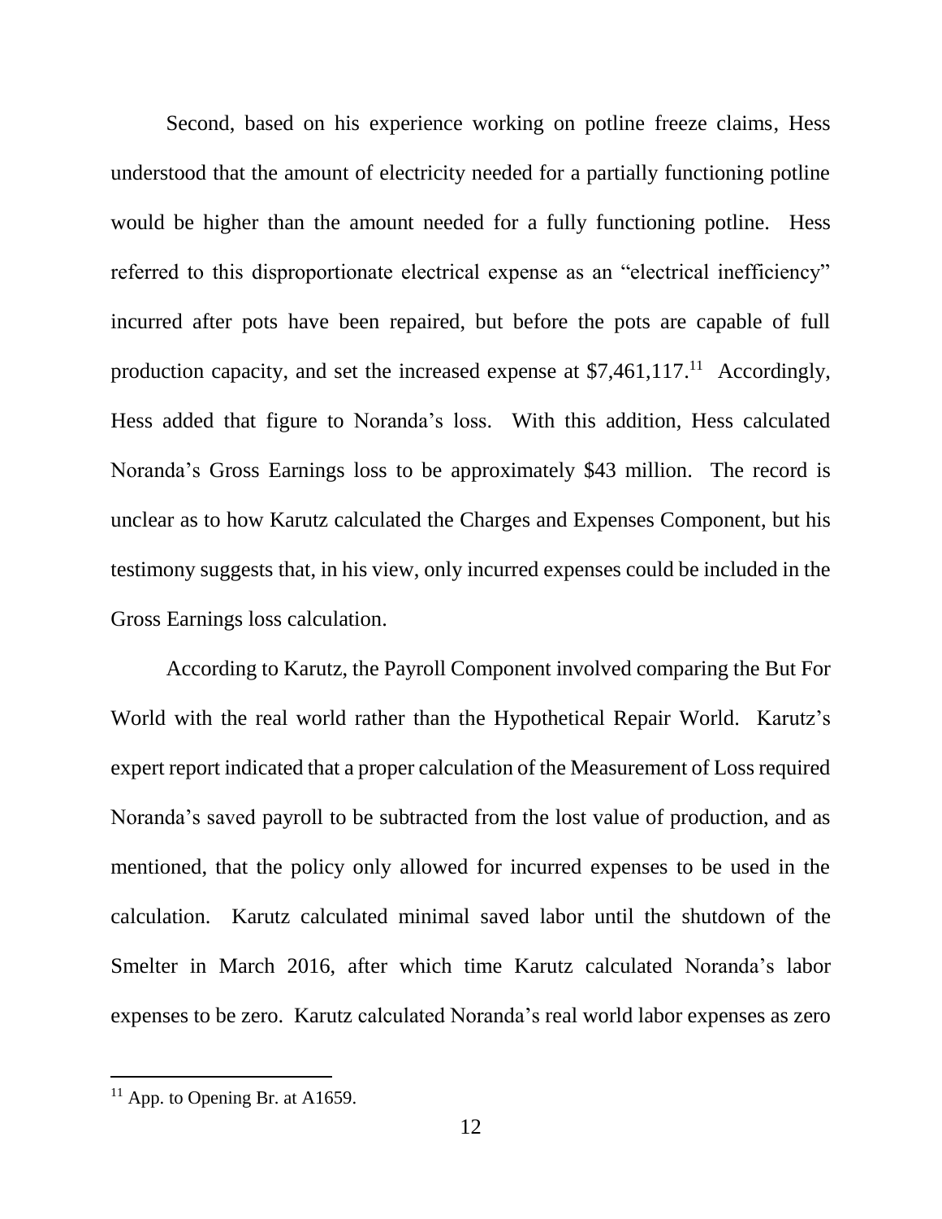Second, based on his experience working on potline freeze claims, Hess understood that the amount of electricity needed for a partially functioning potline would be higher than the amount needed for a fully functioning potline. Hess referred to this disproportionate electrical expense as an "electrical inefficiency" incurred after pots have been repaired, but before the pots are capable of full production capacity, and set the increased expense at $7,461,117.[11] Accordingly, Hess added that figure to Noranda's loss. With this addition, Hess calculated Noranda's Gross Earnings loss to be approximately $43 million. The record is unclear as to how Karutz calculated the Charges and Expenses Component, but his testimony suggests that, in his view, only incurred expenses could be included in the Gross Earnings loss calculation.

According to Karutz, the Payroll Component involved comparing the But For World with the real world rather than the Hypothetical Repair World. Karutz's expert report indicated that a proper calculation of the Measurement of Loss required Noranda's saved payroll to be subtracted from the lost value of production, and as mentioned, that the policy only allowed for incurred expenses to be used in the calculation. Karutz calculated minimal saved labor until the shutdown of the Smelter in March 2016, after which time Karutz calculated Noranda's labor expenses to be zero. Karutz calculated Noranda's real world labor expenses as zero

---

[11] App. to Opening Br. at A1659.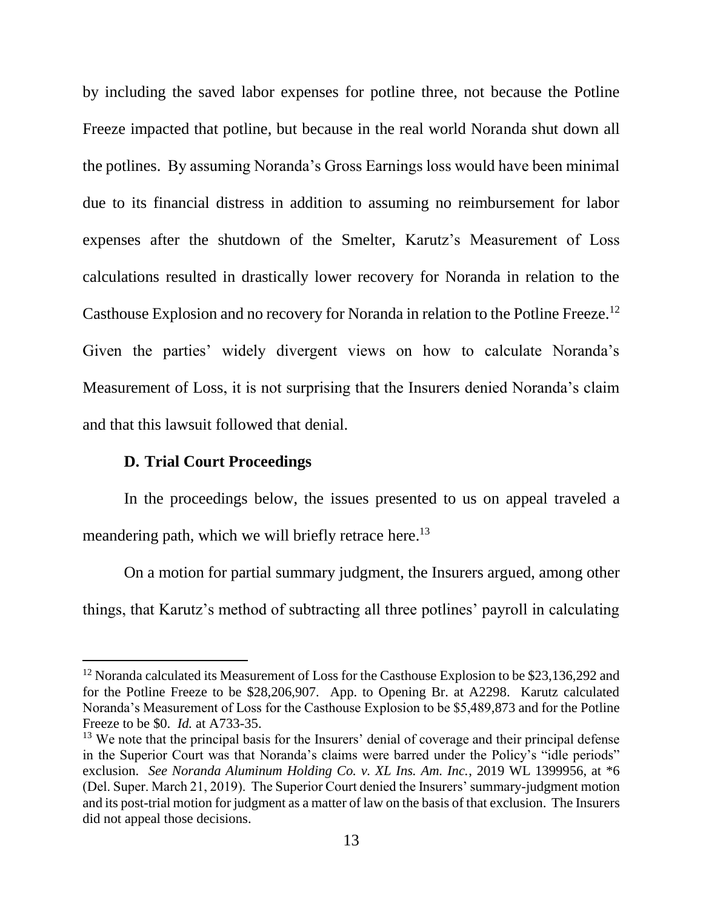by including the saved labor expenses for potline three, not because the Potline Freeze impacted that potline, but because in the real world Noranda shut down all the potlines. By assuming Noranda's Gross Earnings loss would have been minimal due to its financial distress in addition to assuming no reimbursement for labor expenses after the shutdown of the Smelter, Karutz's Measurement of Loss calculations resulted in drastically lower recovery for Noranda in relation to the Casthouse Explosion and no recovery for Noranda in relation to the Potline Freeze.[12] Given the parties' widely divergent views on how to calculate Noranda's Measurement of Loss, it is not surprising that the Insurers denied Noranda's claim and that this lawsuit followed that denial.

### D. Trial Court Proceedings

In the proceedings below, the issues presented to us on appeal traveled a meandering path, which we will briefly retrace here.[13]

On a motion for partial summary judgment, the Insurers argued, among other things, that Karutz's method of subtracting all three potlines' payroll in calculating

---

[12] Noranda calculated its Measurement of Loss for the Casthouse Explosion to be $23,136,292 and for the Potline Freeze to be $28,206,907. App. to Opening Br. at A2298. Karutz calculated Noranda's Measurement of Loss for the Casthouse Explosion to be $5,489,873 and for the Potline Freeze to be $0. *Id.* at A733-35.

[13] We note that the principal basis for the Insurers' denial of coverage and their principal defense in the Superior Court was that Noranda's claims were barred under the Policy's "idle periods" exclusion. *See Noranda Aluminum Holding Co. v. XL Ins. Am. Inc.*, 2019 WL 1399956, at *6 (Del. Super. March 21, 2019). The Superior Court denied the Insurers' summary-judgment motion and its post-trial motion for judgment as a matter of law on the basis of that exclusion. The Insurers did not appeal those decisions.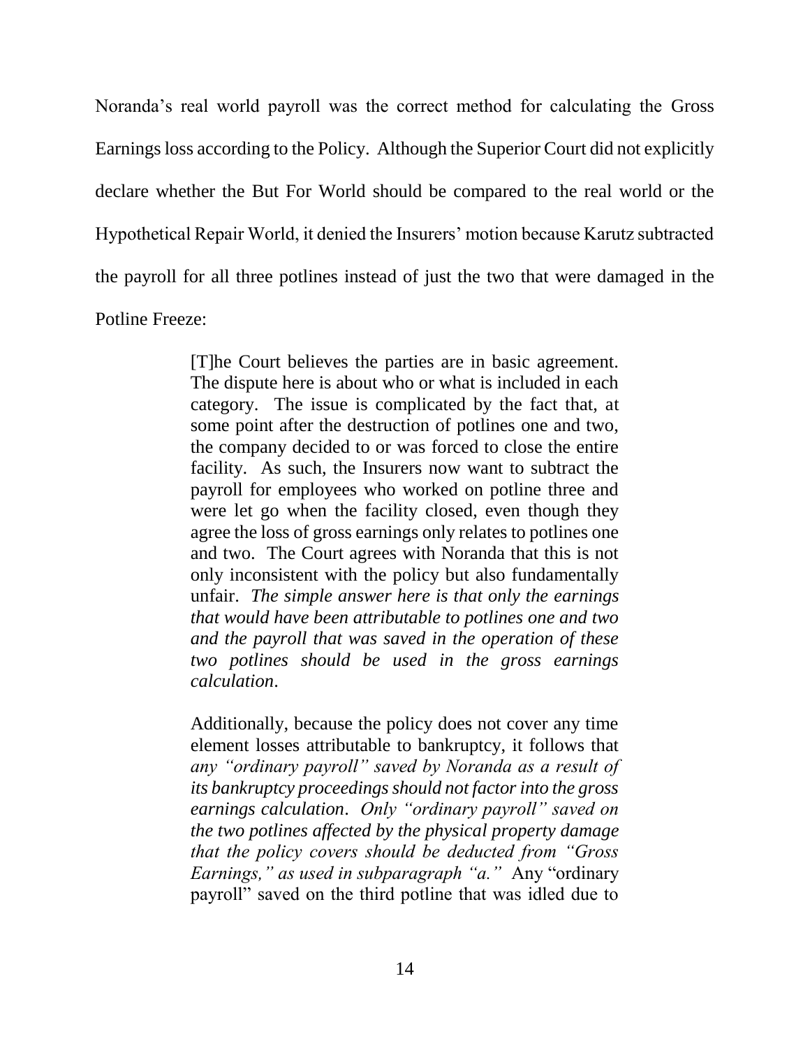Noranda's real world payroll was the correct method for calculating the Gross Earnings loss according to the Policy. Although the Superior Court did not explicitly declare whether the But For World should be compared to the real world or the Hypothetical Repair World, it denied the Insurers' motion because Karutz subtracted the payroll for all three potlines instead of just the two that were damaged in the Potline Freeze:

> [T]he Court believes the parties are in basic agreement. The dispute here is about who or what is included in each category. The issue is complicated by the fact that, at some point after the destruction of potlines one and two, the company decided to or was forced to close the entire facility. As such, the Insurers now want to subtract the payroll for employees who worked on potline three and were let go when the facility closed, even though they agree the loss of gross earnings only relates to potlines one and two. The Court agrees with Noranda that this is not only inconsistent with the policy but also fundamentally unfair. *The simple answer here is that only the earnings that would have been attributable to potlines one and two and the payroll that was saved in the operation of these two potlines should be used in the gross earnings calculation*.
>
> Additionally, because the policy does not cover any time element losses attributable to bankruptcy, it follows that *any "ordinary payroll" saved by Noranda as a result of its bankruptcy proceedings should not factor into the gross earnings calculation*. *Only "ordinary payroll" saved on the two potlines affected by the physical property damage that the policy covers should be deducted from "Gross Earnings," as used in subparagraph "a."* Any "ordinary payroll" saved on the third potline that was idled due to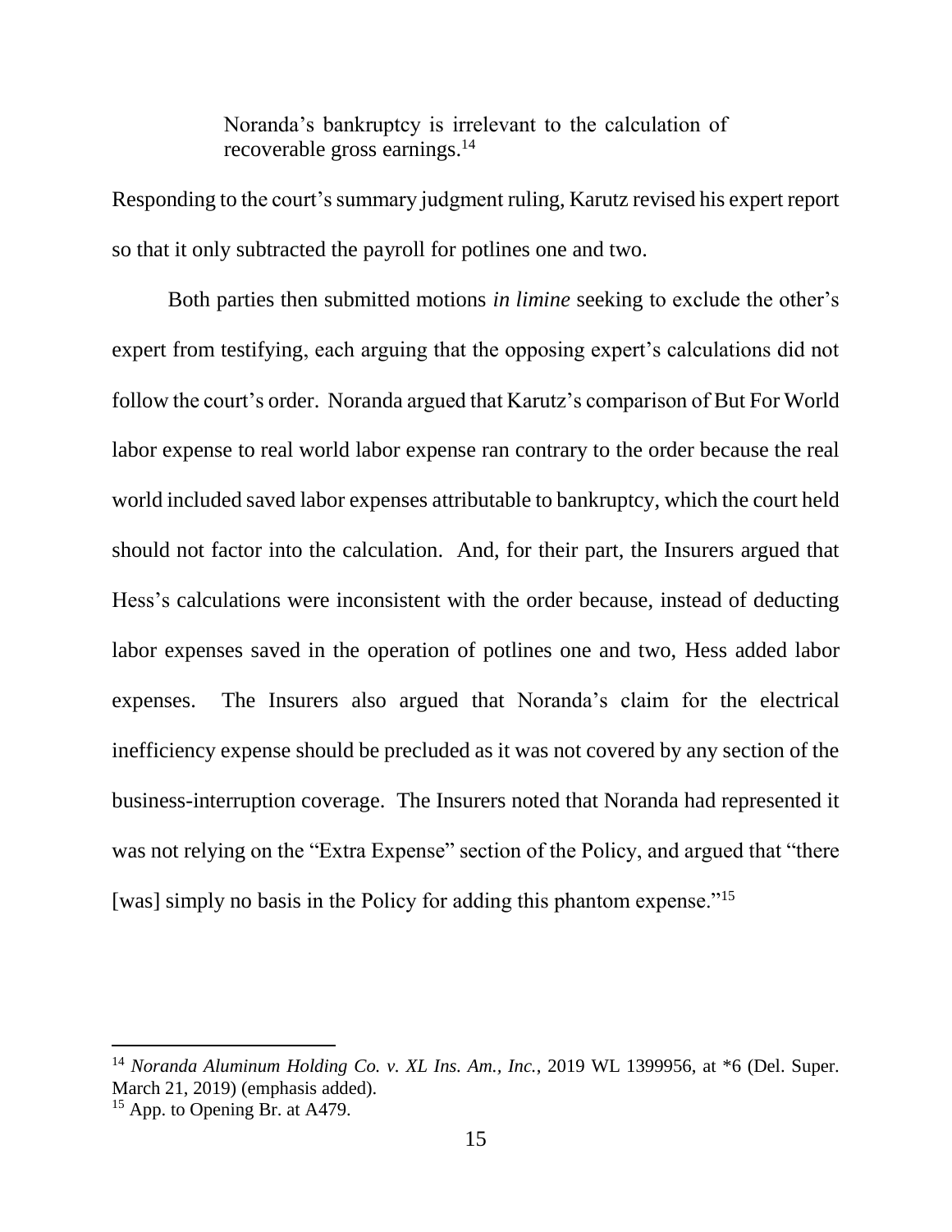> Noranda's bankruptcy is irrelevant to the calculation of recoverable gross earnings.[14]

Responding to the court's summary judgment ruling, Karutz revised his expert report so that it only subtracted the payroll for potlines one and two.

Both parties then submitted motions *in limine* seeking to exclude the other's expert from testifying, each arguing that the opposing expert's calculations did not follow the court's order. Noranda argued that Karutz's comparison of But For World labor expense to real world labor expense ran contrary to the order because the real world included saved labor expenses attributable to bankruptcy, which the court held should not factor into the calculation. And, for their part, the Insurers argued that Hess's calculations were inconsistent with the order because, instead of deducting labor expenses saved in the operation of potlines one and two, Hess added labor expenses. The Insurers also argued that Noranda's claim for the electrical inefficiency expense should be precluded as it was not covered by any section of the business-interruption coverage. The Insurers noted that Noranda had represented it was not relying on the "Extra Expense" section of the Policy, and argued that "there [was] simply no basis in the Policy for adding this phantom expense."[15]

---

[14] *Noranda Aluminum Holding Co. v. XL Ins. Am., Inc.*, 2019 WL 1399956, at *6 (Del. Super. March 21, 2019) (emphasis added).

[15] App. to Opening Br. at A479.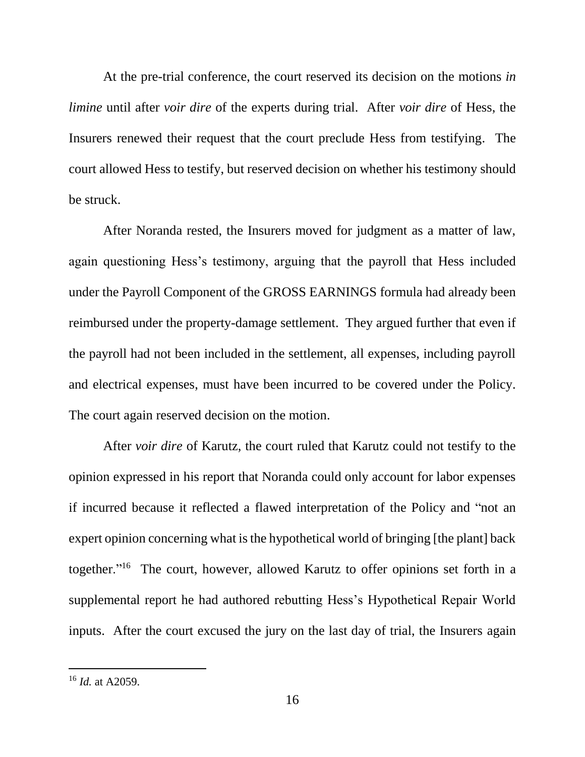At the pre-trial conference, the court reserved its decision on the motions *in limine* until after *voir dire* of the experts during trial. After *voir dire* of Hess, the Insurers renewed their request that the court preclude Hess from testifying. The court allowed Hess to testify, but reserved decision on whether his testimony should be struck.

After Noranda rested, the Insurers moved for judgment as a matter of law, again questioning Hess's testimony, arguing that the payroll that Hess included under the Payroll Component of the GROSS EARNINGS formula had already been reimbursed under the property-damage settlement. They argued further that even if the payroll had not been included in the settlement, all expenses, including payroll and electrical expenses, must have been incurred to be covered under the Policy. The court again reserved decision on the motion.

After *voir dire* of Karutz, the court ruled that Karutz could not testify to the opinion expressed in his report that Noranda could only account for labor expenses if incurred because it reflected a flawed interpretation of the Policy and "not an expert opinion concerning what is the hypothetical world of bringing [the plant] back together."[16] The court, however, allowed Karutz to offer opinions set forth in a supplemental report he had authored rebutting Hess's Hypothetical Repair World inputs. After the court excused the jury on the last day of trial, the Insurers again

[16] *Id.* at A2059.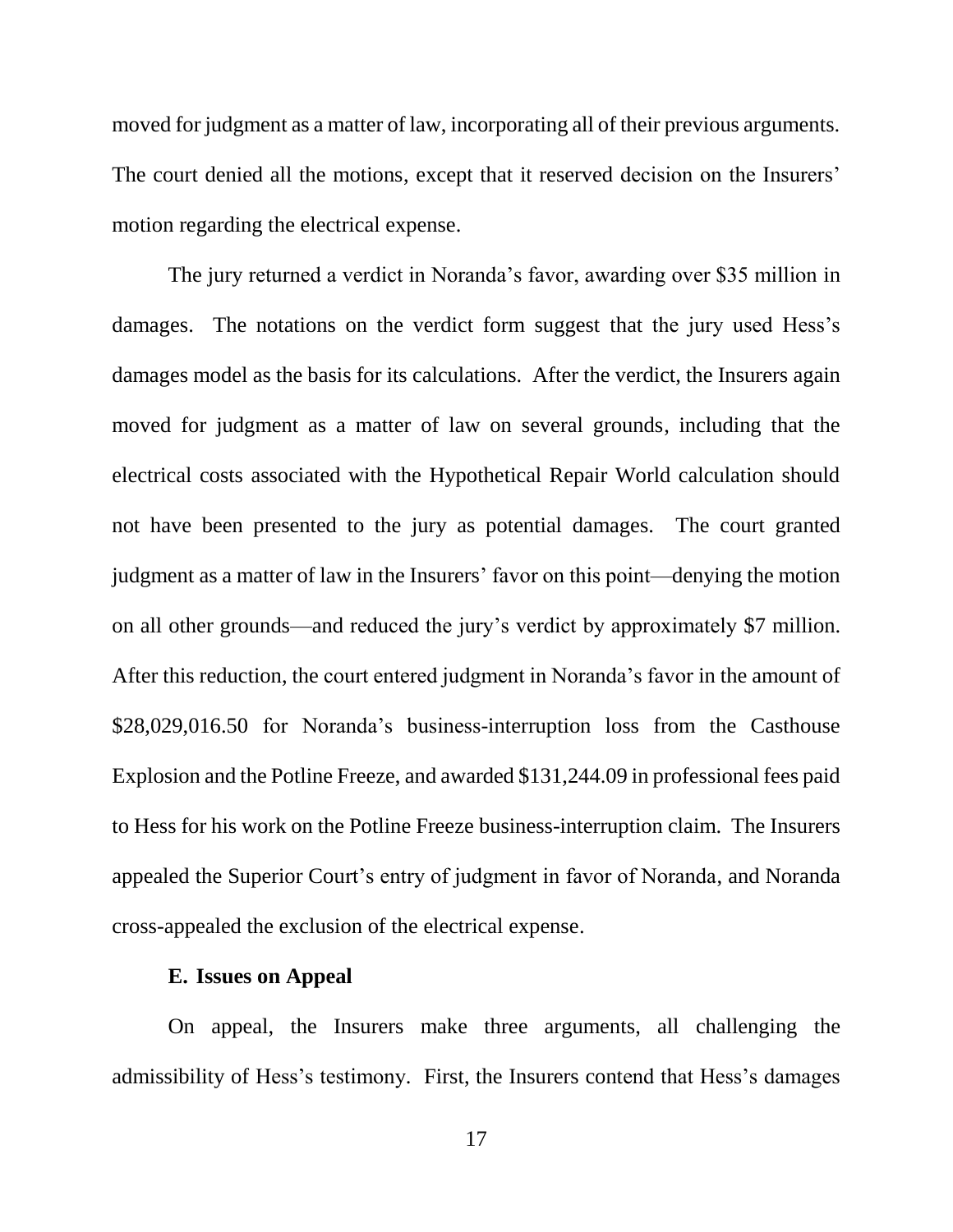moved for judgment as a matter of law, incorporating all of their previous arguments. The court denied all the motions, except that it reserved decision on the Insurers' motion regarding the electrical expense.

The jury returned a verdict in Noranda's favor, awarding over $35 million in damages. The notations on the verdict form suggest that the jury used Hess's damages model as the basis for its calculations. After the verdict, the Insurers again moved for judgment as a matter of law on several grounds, including that the electrical costs associated with the Hypothetical Repair World calculation should not have been presented to the jury as potential damages. The court granted judgment as a matter of law in the Insurers' favor on this point—denying the motion on all other grounds—and reduced the jury's verdict by approximately $7 million. After this reduction, the court entered judgment in Noranda's favor in the amount of $28,029,016.50 for Noranda's business-interruption loss from the Casthouse Explosion and the Potline Freeze, and awarded $131,244.09 in professional fees paid to Hess for his work on the Potline Freeze business-interruption claim. The Insurers appealed the Superior Court's entry of judgment in favor of Noranda, and Noranda cross-appealed the exclusion of the electrical expense.

**E. Issues on Appeal**

On appeal, the Insurers make three arguments, all challenging the admissibility of Hess's testimony. First, the Insurers contend that Hess's damages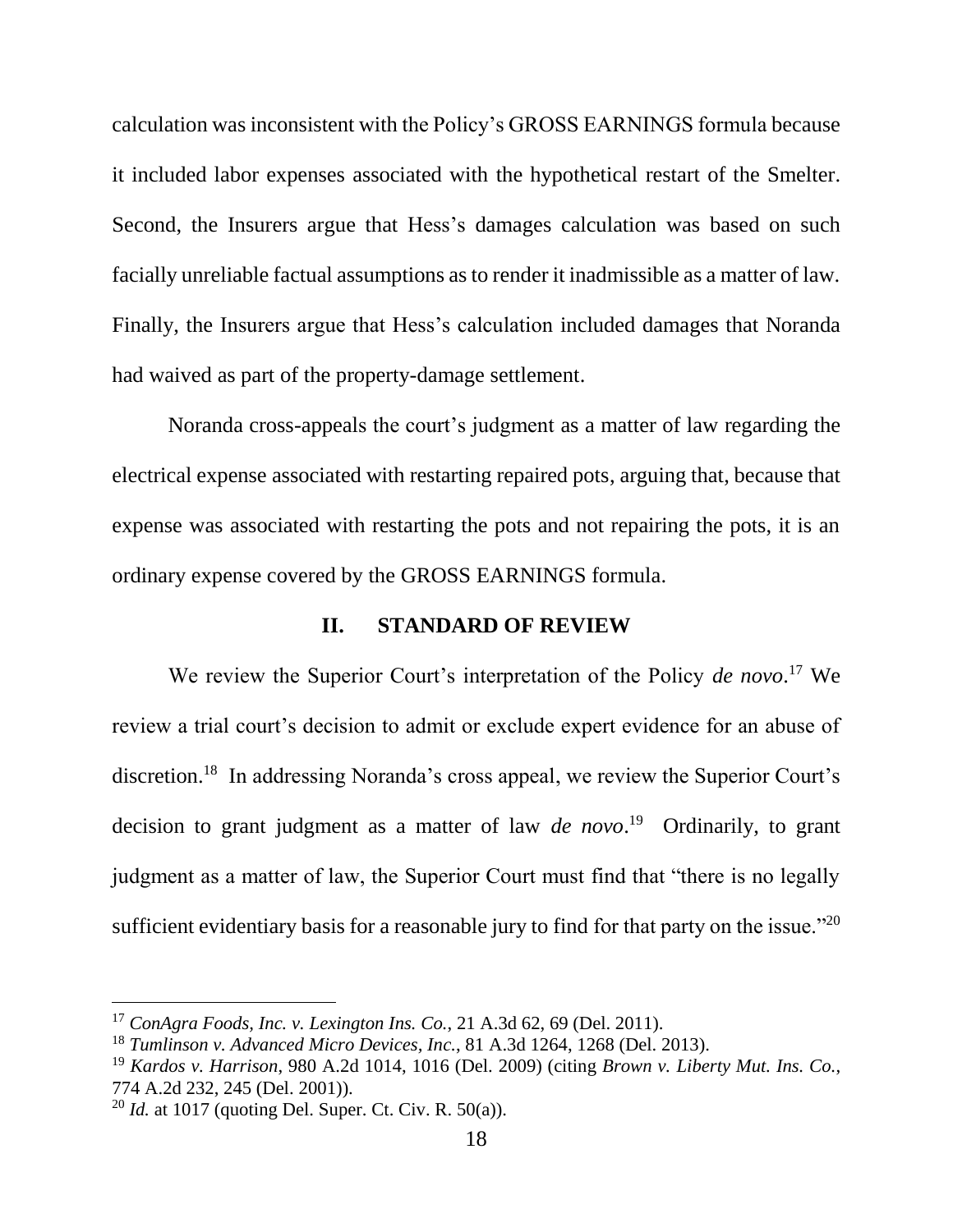calculation was inconsistent with the Policy's GROSS EARNINGS formula because it included labor expenses associated with the hypothetical restart of the Smelter. Second, the Insurers argue that Hess's damages calculation was based on such facially unreliable factual assumptions as to render it inadmissible as a matter of law. Finally, the Insurers argue that Hess's calculation included damages that Noranda had waived as part of the property-damage settlement.

Noranda cross-appeals the court's judgment as a matter of law regarding the electrical expense associated with restarting repaired pots, arguing that, because that expense was associated with restarting the pots and not repairing the pots, it is an ordinary expense covered by the GROSS EARNINGS formula.

## II. STANDARD OF REVIEW

We review the Superior Court's interpretation of the Policy *de novo*.[17] We review a trial court's decision to admit or exclude expert evidence for an abuse of discretion.[18] In addressing Noranda's cross appeal, we review the Superior Court's decision to grant judgment as a matter of law *de novo*.[19] Ordinarily, to grant judgment as a matter of law, the Superior Court must find that "there is no legally sufficient evidentiary basis for a reasonable jury to find for that party on the issue."[20]

---

[17] *ConAgra Foods, Inc. v. Lexington Ins. Co.*, 21 A.3d 62, 69 (Del. 2011).

[18] *Tumlinson v. Advanced Micro Devices, Inc.*, 81 A.3d 1264, 1268 (Del. 2013).

[19] *Kardos v. Harrison*, 980 A.2d 1014, 1016 (Del. 2009) (citing *Brown v. Liberty Mut. Ins. Co.*, 774 A.2d 232, 245 (Del. 2001)).

[20] *Id.* at 1017 (quoting Del. Super. Ct. Civ. R. 50(a)).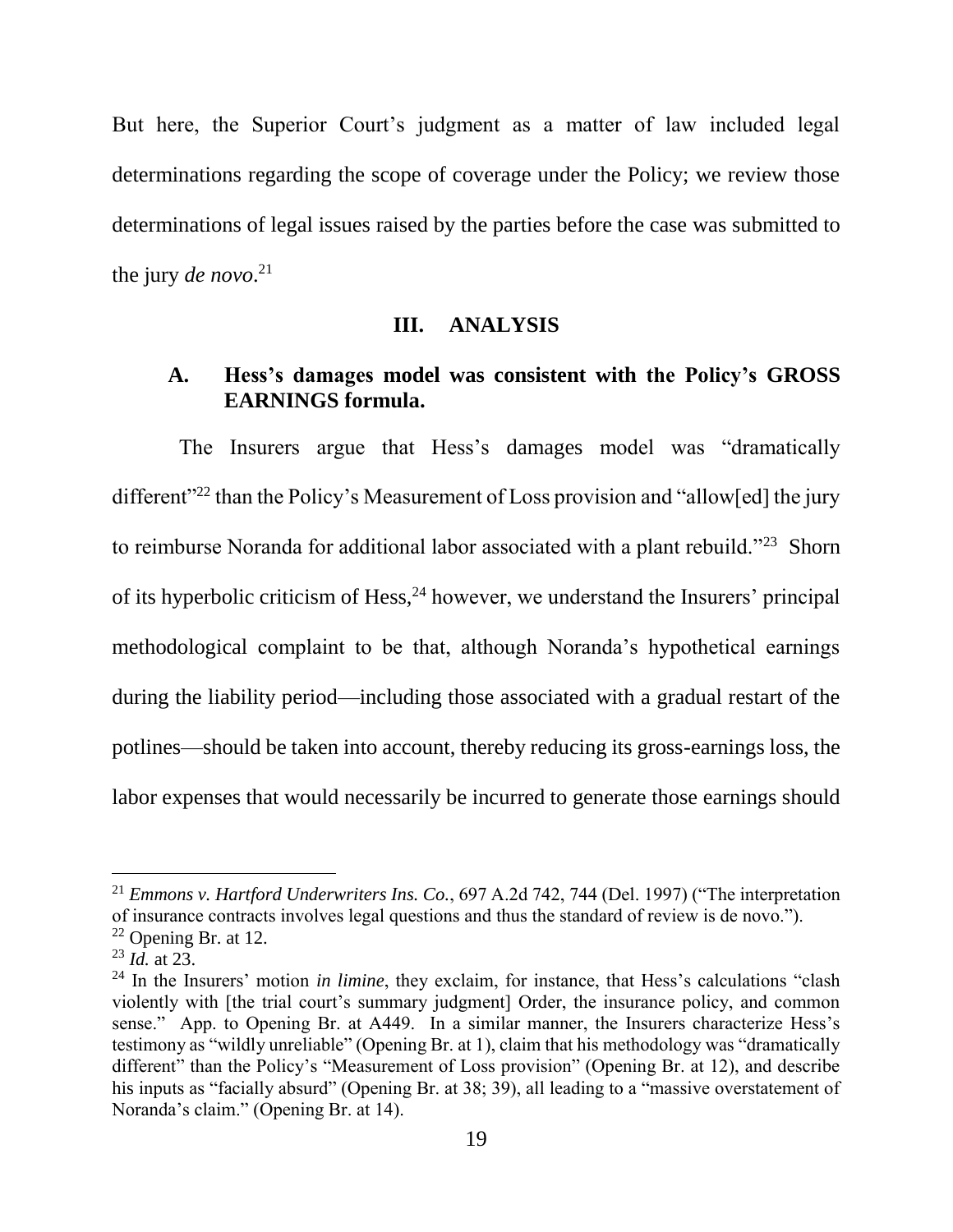But here, the Superior Court's judgment as a matter of law included legal determinations regarding the scope of coverage under the Policy; we review those determinations of legal issues raised by the parties before the case was submitted to the jury *de novo*.[21]

## III. ANALYSIS

### A. Hess's damages model was consistent with the Policy's GROSS EARNINGS formula.

The Insurers argue that Hess's damages model was "dramatically different"[22] than the Policy's Measurement of Loss provision and "allow[ed] the jury to reimburse Noranda for additional labor associated with a plant rebuild."[23] Shorn of its hyperbolic criticism of Hess,[24] however, we understand the Insurers' principal methodological complaint to be that, although Noranda's hypothetical earnings during the liability period—including those associated with a gradual restart of the potlines—should be taken into account, thereby reducing its gross-earnings loss, the labor expenses that would necessarily be incurred to generate those earnings should

---

[21] *Emmons v. Hartford Underwriters Ins. Co.*, 697 A.2d 742, 744 (Del. 1997) ("The interpretation of insurance contracts involves legal questions and thus the standard of review is de novo.").

[22] Opening Br. at 12.

[23] *Id.* at 23.

[24] In the Insurers' motion *in limine*, they exclaim, for instance, that Hess's calculations "clash violently with [the trial court's summary judgment] Order, the insurance policy, and common sense." App. to Opening Br. at A449. In a similar manner, the Insurers characterize Hess's testimony as "wildly unreliable" (Opening Br. at 1), claim that his methodology was "dramatically different" than the Policy's "Measurement of Loss provision" (Opening Br. at 12), and describe his inputs as "facially absurd" (Opening Br. at 38; 39), all leading to a "massive overstatement of Noranda's claim." (Opening Br. at 14).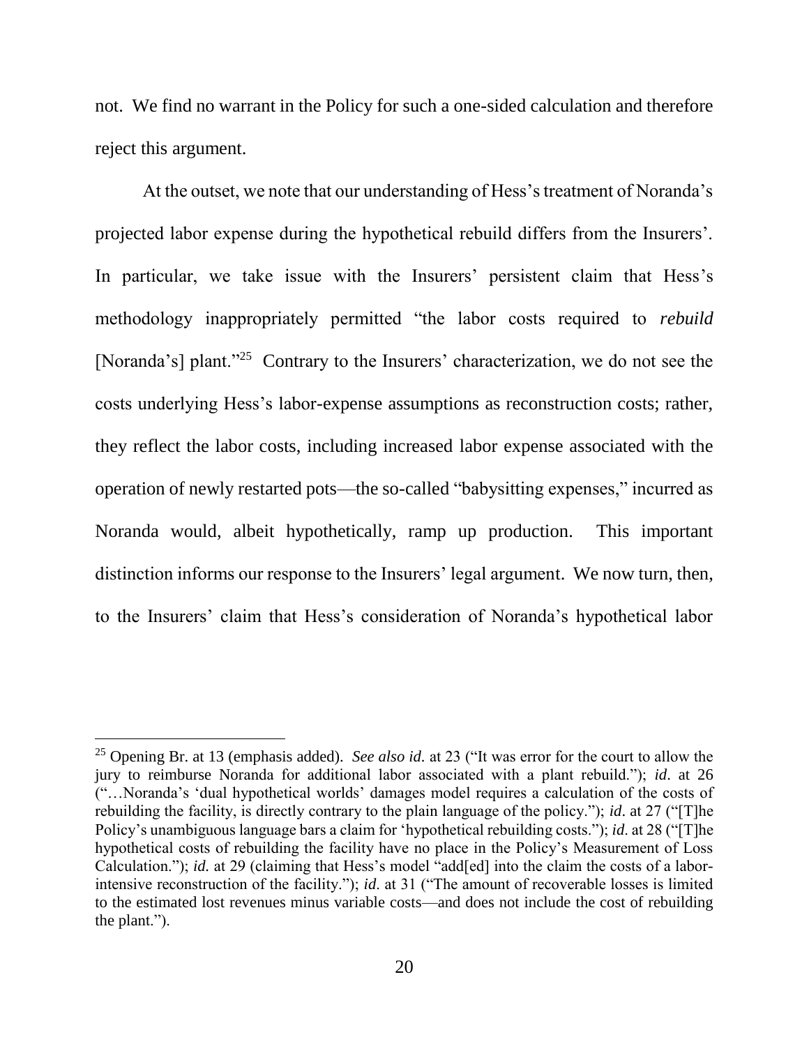not. We find no warrant in the Policy for such a one-sided calculation and therefore reject this argument.

At the outset, we note that our understanding of Hess's treatment of Noranda's projected labor expense during the hypothetical rebuild differs from the Insurers'. In particular, we take issue with the Insurers' persistent claim that Hess's methodology inappropriately permitted "the labor costs required to *rebuild* [Noranda's] plant."[25] Contrary to the Insurers' characterization, we do not see the costs underlying Hess's labor-expense assumptions as reconstruction costs; rather, they reflect the labor costs, including increased labor expense associated with the operation of newly restarted pots—the so-called "babysitting expenses," incurred as Noranda would, albeit hypothetically, ramp up production. This important distinction informs our response to the Insurers' legal argument. We now turn, then, to the Insurers' claim that Hess's consideration of Noranda's hypothetical labor

---

[25] Opening Br. at 13 (emphasis added). *See also id.* at 23 ("It was error for the court to allow the jury to reimburse Noranda for additional labor associated with a plant rebuild."); *id*. at 26 ("…Noranda's 'dual hypothetical worlds' damages model requires a calculation of the costs of rebuilding the facility, is directly contrary to the plain language of the policy."); *id*. at 27 ("[T]he Policy's unambiguous language bars a claim for 'hypothetical rebuilding costs."); *id*. at 28 ("[T]he hypothetical costs of rebuilding the facility have no place in the Policy's Measurement of Loss Calculation."); *id.* at 29 (claiming that Hess's model "add[ed] into the claim the costs of a labor-intensive reconstruction of the facility."); *id*. at 31 ("The amount of recoverable losses is limited to the estimated lost revenues minus variable costs—and does not include the cost of rebuilding the plant.").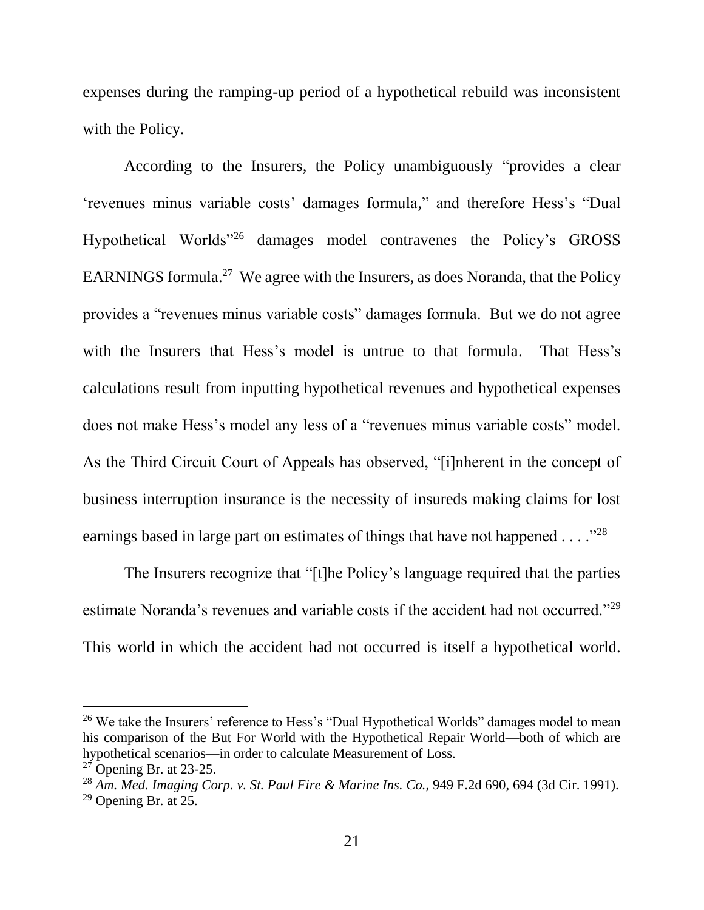expenses during the ramping-up period of a hypothetical rebuild was inconsistent with the Policy.

According to the Insurers, the Policy unambiguously "provides a clear 'revenues minus variable costs' damages formula," and therefore Hess's "Dual Hypothetical Worlds"[26] damages model contravenes the Policy's GROSS EARNINGS formula.[27] We agree with the Insurers, as does Noranda, that the Policy provides a "revenues minus variable costs" damages formula. But we do not agree with the Insurers that Hess's model is untrue to that formula. That Hess's calculations result from inputting hypothetical revenues and hypothetical expenses does not make Hess's model any less of a "revenues minus variable costs" model. As the Third Circuit Court of Appeals has observed, "[i]nherent in the concept of business interruption insurance is the necessity of insureds making claims for lost earnings based in large part on estimates of things that have not happened . . . ."[28]

The Insurers recognize that "[t]he Policy's language required that the parties estimate Noranda's revenues and variable costs if the accident had not occurred."[29] This world in which the accident had not occurred is itself a hypothetical world.

---

[26] We take the Insurers' reference to Hess's "Dual Hypothetical Worlds" damages model to mean his comparison of the But For World with the Hypothetical Repair World—both of which are hypothetical scenarios—in order to calculate Measurement of Loss.

[27] Opening Br. at 23-25.

[28] *Am. Med. Imaging Corp. v. St. Paul Fire & Marine Ins. Co.*, 949 F.2d 690, 694 (3d Cir. 1991).

[29] Opening Br. at 25.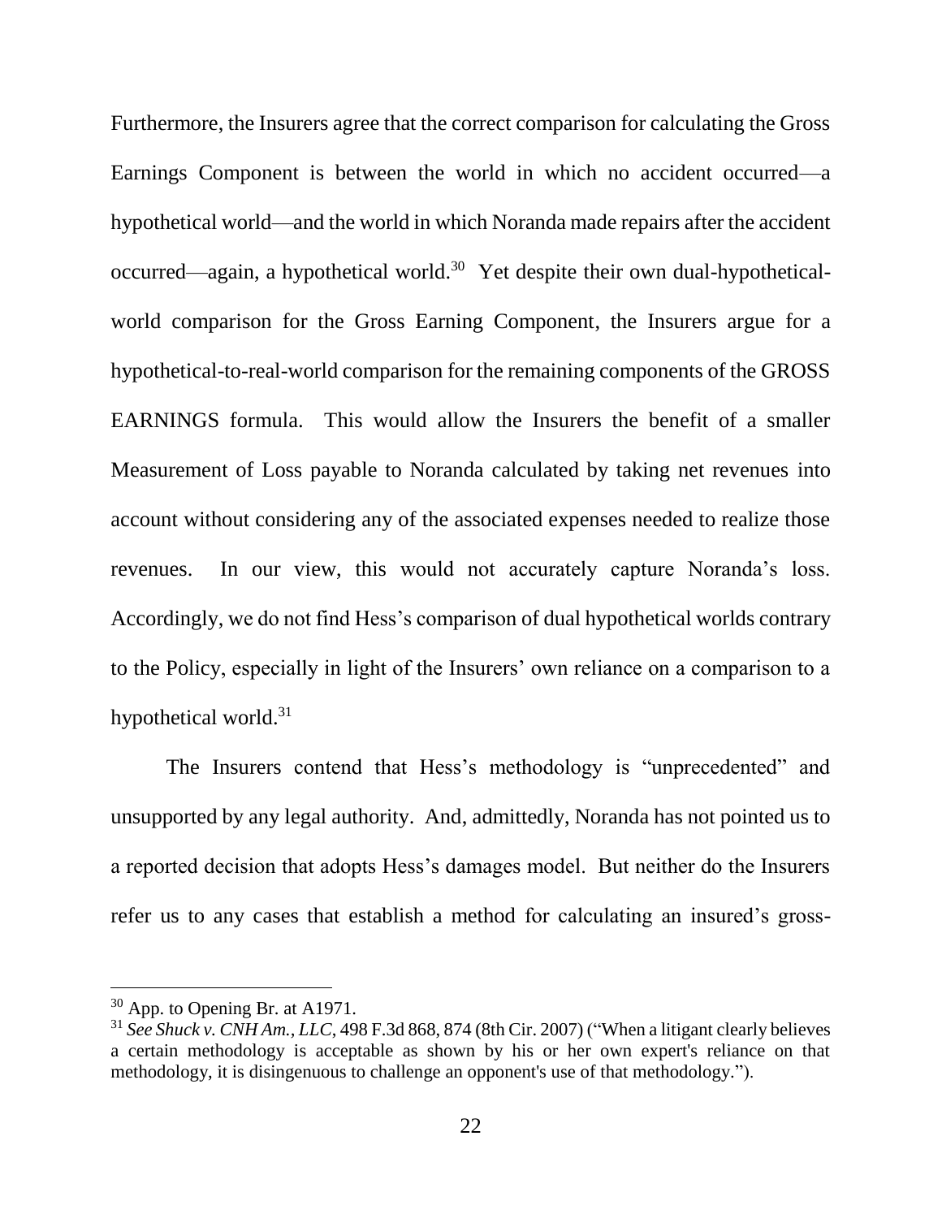Furthermore, the Insurers agree that the correct comparison for calculating the Gross Earnings Component is between the world in which no accident occurred—a hypothetical world—and the world in which Noranda made repairs after the accident occurred—again, a hypothetical world.[30] Yet despite their own dual-hypothetical-world comparison for the Gross Earning Component, the Insurers argue for a hypothetical-to-real-world comparison for the remaining components of the GROSS EARNINGS formula. This would allow the Insurers the benefit of a smaller Measurement of Loss payable to Noranda calculated by taking net revenues into account without considering any of the associated expenses needed to realize those revenues. In our view, this would not accurately capture Noranda's loss. Accordingly, we do not find Hess's comparison of dual hypothetical worlds contrary to the Policy, especially in light of the Insurers' own reliance on a comparison to a hypothetical world.[31]

The Insurers contend that Hess's methodology is "unprecedented" and unsupported by any legal authority. And, admittedly, Noranda has not pointed us to a reported decision that adopts Hess's damages model. But neither do the Insurers refer us to any cases that establish a method for calculating an insured's gross-

---

[30] App. to Opening Br. at A1971.

[31] *See Shuck v. CNH Am., LLC*, 498 F.3d 868, 874 (8th Cir. 2007) ("When a litigant clearly believes a certain methodology is acceptable as shown by his or her own expert's reliance on that methodology, it is disingenuous to challenge an opponent's use of that methodology.").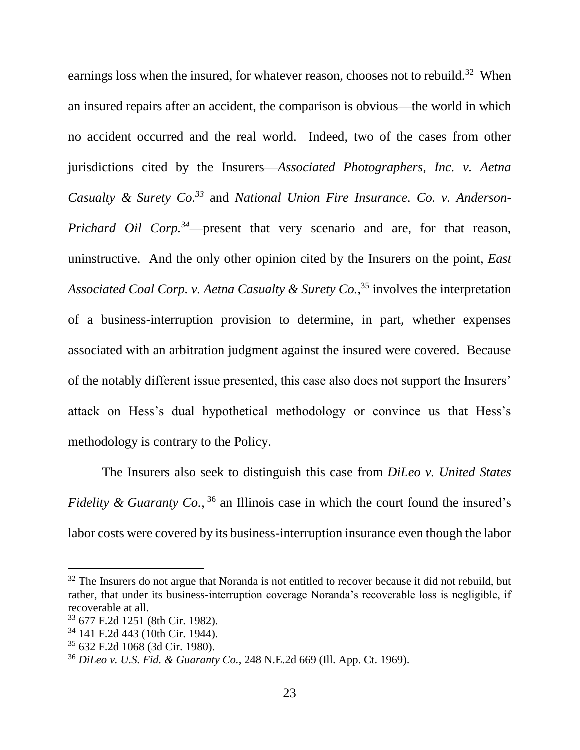earnings loss when the insured, for whatever reason, chooses not to rebuild.[32] When an insured repairs after an accident, the comparison is obvious—the world in which no accident occurred and the real world. Indeed, two of the cases from other jurisdictions cited by the Insurers—*Associated Photographers, Inc. v. Aetna Casualty & Surety Co.*[33] and *National Union Fire Insurance. Co. v. Anderson-Prichard Oil Corp.*[34]—present that very scenario and are, for that reason, uninstructive. And the only other opinion cited by the Insurers on the point, *East Associated Coal Corp. v. Aetna Casualty & Surety Co.*,[35] involves the interpretation of a business-interruption provision to determine, in part, whether expenses associated with an arbitration judgment against the insured were covered. Because of the notably different issue presented, this case also does not support the Insurers' attack on Hess's dual hypothetical methodology or convince us that Hess's methodology is contrary to the Policy.

The Insurers also seek to distinguish this case from *DiLeo v. United States Fidelity & Guaranty Co.*,[36] an Illinois case in which the court found the insured's labor costs were covered by its business-interruption insurance even though the labor

---

[32] The Insurers do not argue that Noranda is not entitled to recover because it did not rebuild, but rather, that under its business-interruption coverage Noranda's recoverable loss is negligible, if recoverable at all.

[33] 677 F.2d 1251 (8th Cir. 1982).

[34] 141 F.2d 443 (10th Cir. 1944).

[35] 632 F.2d 1068 (3d Cir. 1980).

[36] *DiLeo v. U.S. Fid. & Guaranty Co.*, 248 N.E.2d 669 (Ill. App. Ct. 1969).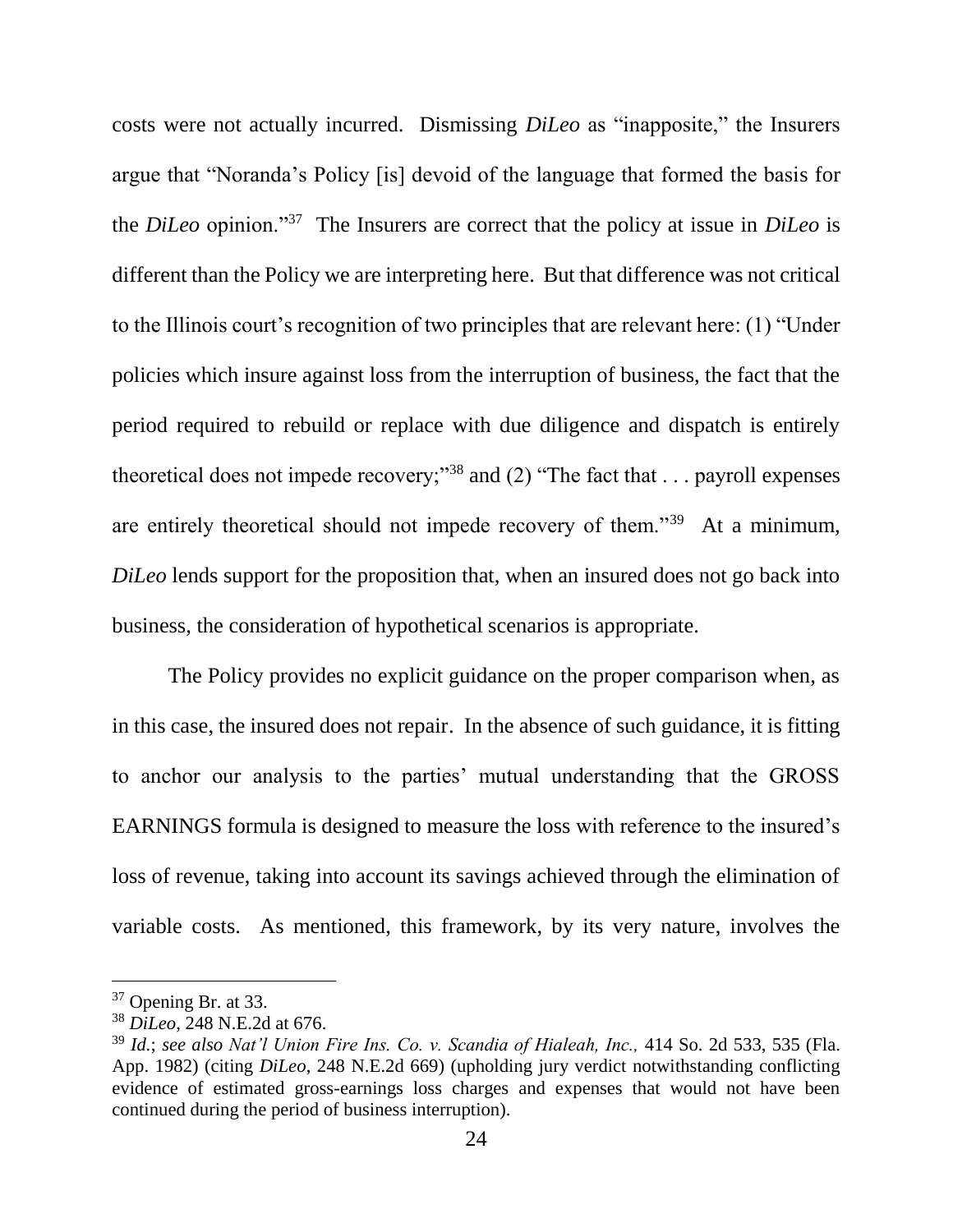costs were not actually incurred. Dismissing *DiLeo* as "inapposite," the Insurers argue that "Noranda's Policy [is] devoid of the language that formed the basis for the *DiLeo* opinion."[37] The Insurers are correct that the policy at issue in *DiLeo* is different than the Policy we are interpreting here. But that difference was not critical to the Illinois court's recognition of two principles that are relevant here: (1) "Under policies which insure against loss from the interruption of business, the fact that the period required to rebuild or replace with due diligence and dispatch is entirely theoretical does not impede recovery;"[38] and (2) "The fact that . . . payroll expenses are entirely theoretical should not impede recovery of them."[39] At a minimum, *DiLeo* lends support for the proposition that, when an insured does not go back into business, the consideration of hypothetical scenarios is appropriate.

The Policy provides no explicit guidance on the proper comparison when, as in this case, the insured does not repair. In the absence of such guidance, it is fitting to anchor our analysis to the parties' mutual understanding that the GROSS EARNINGS formula is designed to measure the loss with reference to the insured's loss of revenue, taking into account its savings achieved through the elimination of variable costs. As mentioned, this framework, by its very nature, involves the

---

[37] Opening Br. at 33.

[38] *DiLeo*, 248 N.E.2d at 676.

[39] *Id.*; *see also Nat'l Union Fire Ins. Co. v. Scandia of Hialeah, Inc.,* 414 So. 2d 533, 535 (Fla. App. 1982) (citing *DiLeo*, 248 N.E.2d 669) (upholding jury verdict notwithstanding conflicting evidence of estimated gross-earnings loss charges and expenses that would not have been continued during the period of business interruption).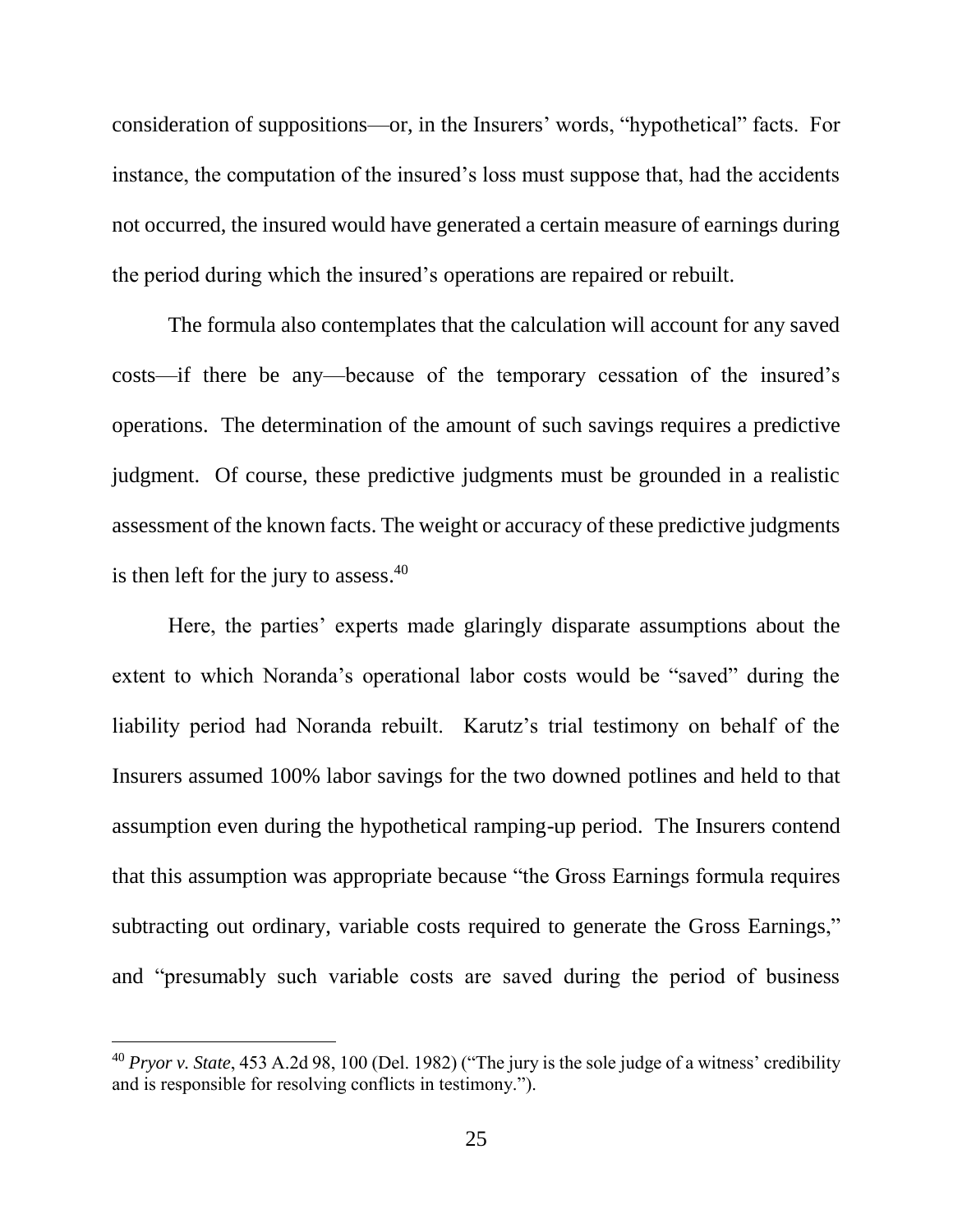consideration of suppositions—or, in the Insurers' words, "hypothetical" facts. For instance, the computation of the insured's loss must suppose that, had the accidents not occurred, the insured would have generated a certain measure of earnings during the period during which the insured's operations are repaired or rebuilt.

The formula also contemplates that the calculation will account for any saved costs—if there be any—because of the temporary cessation of the insured's operations. The determination of the amount of such savings requires a predictive judgment. Of course, these predictive judgments must be grounded in a realistic assessment of the known facts. The weight or accuracy of these predictive judgments is then left for the jury to assess.[40]

Here, the parties' experts made glaringly disparate assumptions about the extent to which Noranda's operational labor costs would be "saved" during the liability period had Noranda rebuilt. Karutz's trial testimony on behalf of the Insurers assumed 100% labor savings for the two downed potlines and held to that assumption even during the hypothetical ramping-up period. The Insurers contend that this assumption was appropriate because "the Gross Earnings formula requires subtracting out ordinary, variable costs required to generate the Gross Earnings," and "presumably such variable costs are saved during the period of business

---

[40] *Pryor v. State*, 453 A.2d 98, 100 (Del. 1982) ("The jury is the sole judge of a witness' credibility and is responsible for resolving conflicts in testimony.").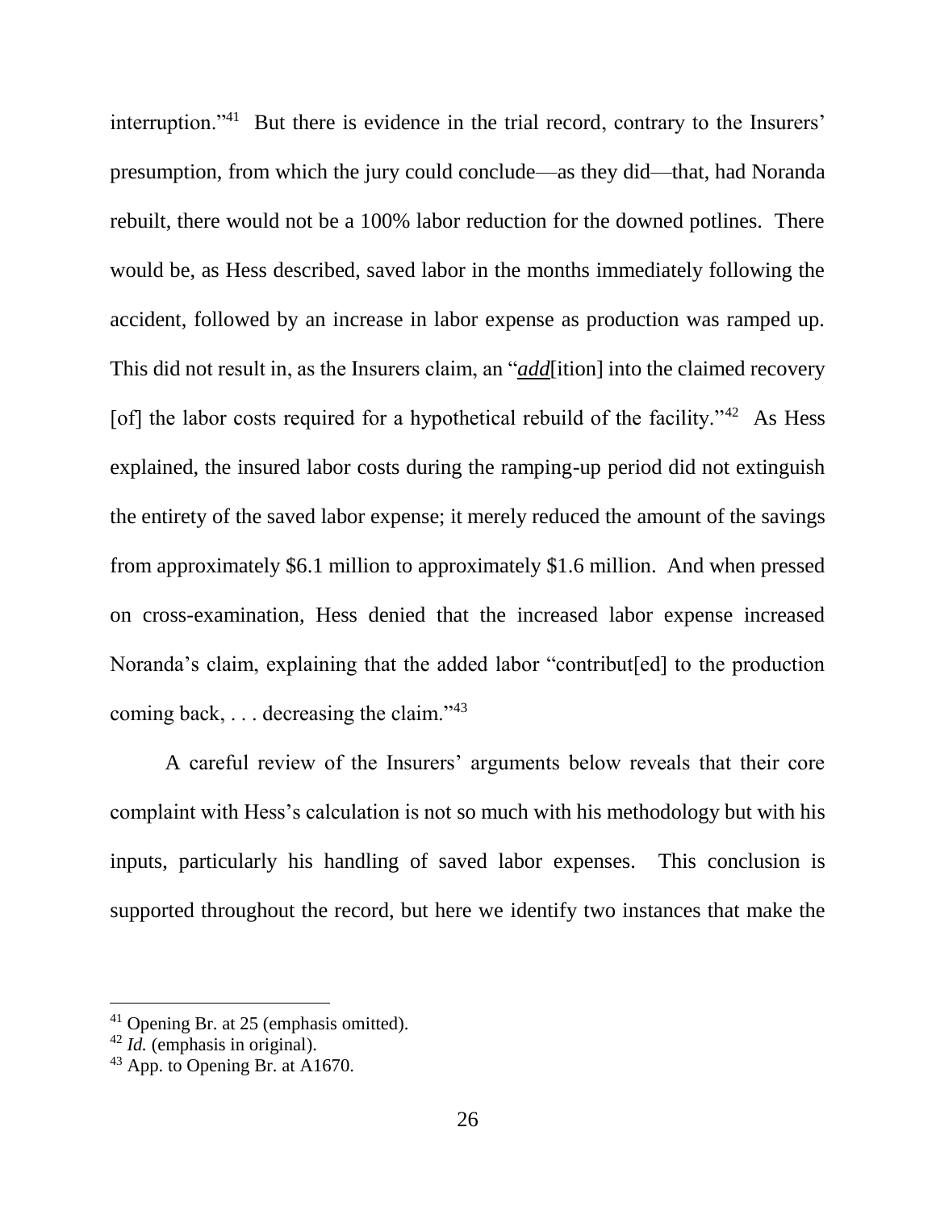interruption."[41] But there is evidence in the trial record, contrary to the Insurers' presumption, from which the jury could conclude—as they did—that, had Noranda rebuilt, there would not be a 100% labor reduction for the downed potlines. There would be, as Hess described, saved labor in the months immediately following the accident, followed by an increase in labor expense as production was ramped up. This did not result in, as the Insurers claim, an "***add***[ition] into the claimed recovery [of] the labor costs required for a hypothetical rebuild of the facility."[42] As Hess explained, the insured labor costs during the ramping-up period did not extinguish the entirety of the saved labor expense; it merely reduced the amount of the savings from approximately $6.1 million to approximately $1.6 million. And when pressed on cross-examination, Hess denied that the increased labor expense increased Noranda's claim, explaining that the added labor "contribut[ed] to the production coming back, . . . decreasing the claim."[43]

A careful review of the Insurers' arguments below reveals that their core complaint with Hess's calculation is not so much with his methodology but with his inputs, particularly his handling of saved labor expenses. This conclusion is supported throughout the record, but here we identify two instances that make the

---

[41] Opening Br. at 25 (emphasis omitted).

[42] *Id.* (emphasis in original).

[43] App. to Opening Br. at A1670.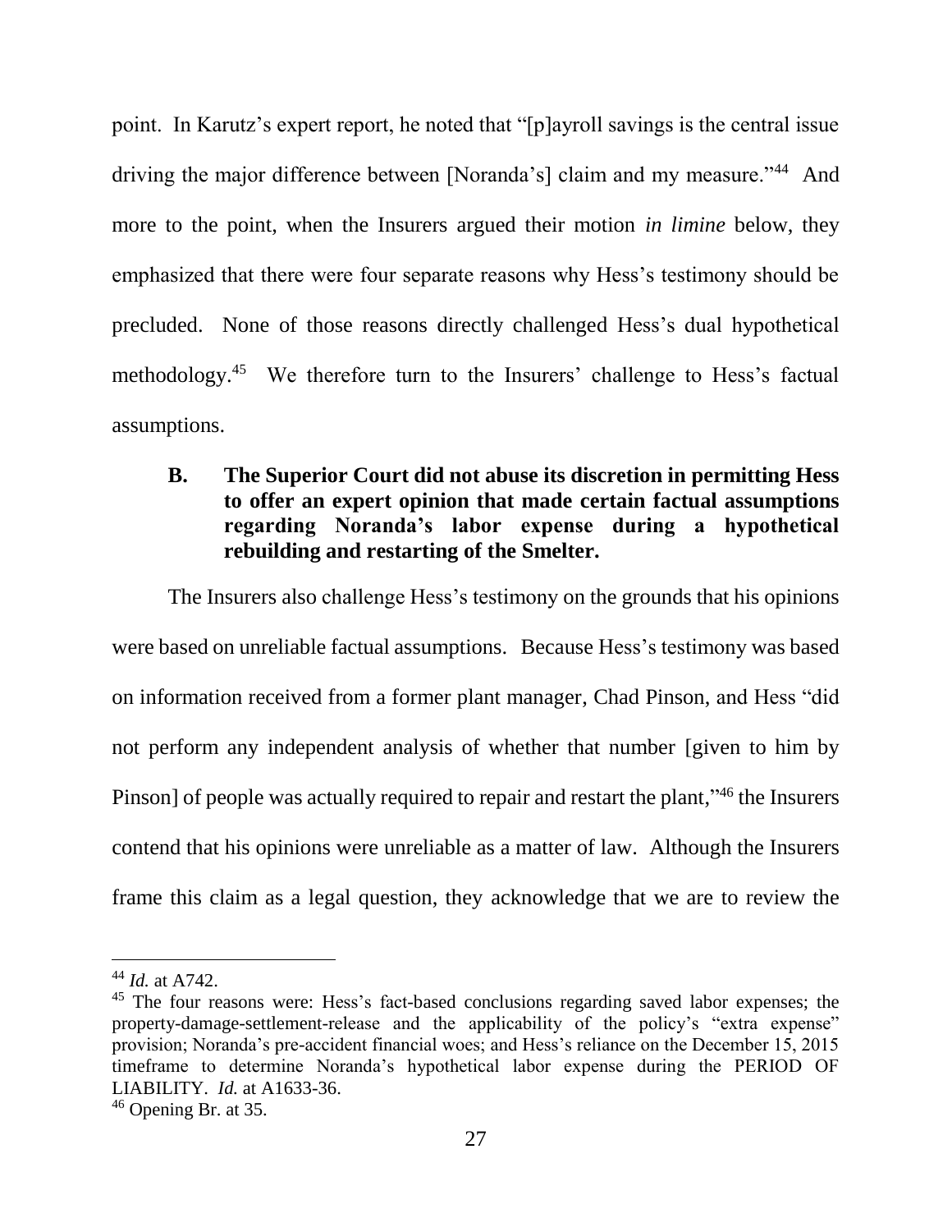point. In Karutz's expert report, he noted that "[p]ayroll savings is the central issue driving the major difference between [Noranda's] claim and my measure."[44] And more to the point, when the Insurers argued their motion *in limine* below, they emphasized that there were four separate reasons why Hess's testimony should be precluded. None of those reasons directly challenged Hess's dual hypothetical methodology.[45] We therefore turn to the Insurers' challenge to Hess's factual assumptions.

### B. The Superior Court did not abuse its discretion in permitting Hess to offer an expert opinion that made certain factual assumptions regarding Noranda's labor expense during a hypothetical rebuilding and restarting of the Smelter.

The Insurers also challenge Hess's testimony on the grounds that his opinions were based on unreliable factual assumptions. Because Hess's testimony was based on information received from a former plant manager, Chad Pinson, and Hess "did not perform any independent analysis of whether that number [given to him by Pinson] of people was actually required to repair and restart the plant,"[46] the Insurers contend that his opinions were unreliable as a matter of law. Although the Insurers frame this claim as a legal question, they acknowledge that we are to review the

---

[44] *Id.* at A742.

[45] The four reasons were: Hess's fact-based conclusions regarding saved labor expenses; the property-damage-settlement-release and the applicability of the policy's "extra expense" provision; Noranda's pre-accident financial woes; and Hess's reliance on the December 15, 2015 timeframe to determine Noranda's hypothetical labor expense during the PERIOD OF LIABILITY. *Id.* at A1633-36.

[46] Opening Br. at 35.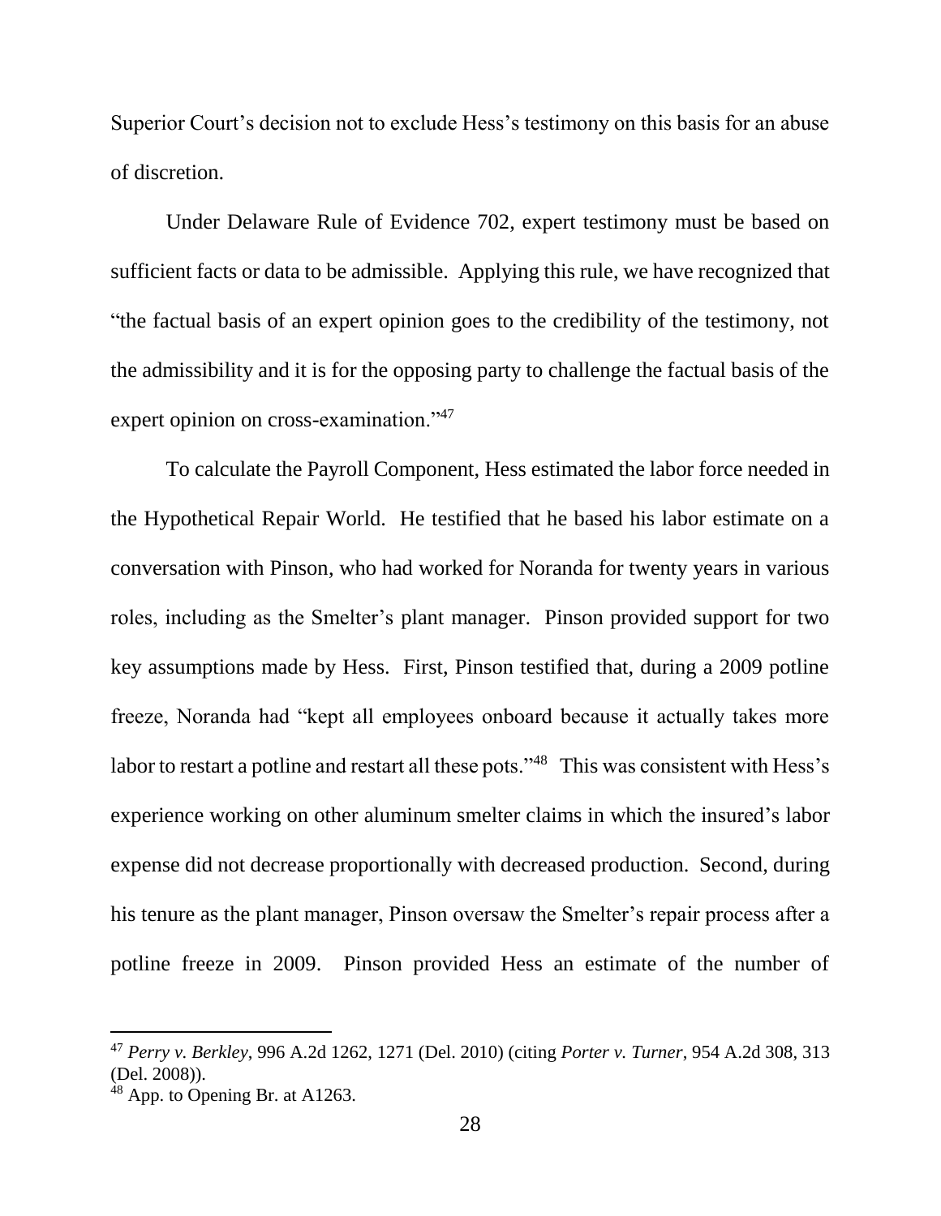Superior Court's decision not to exclude Hess's testimony on this basis for an abuse of discretion.

Under Delaware Rule of Evidence 702, expert testimony must be based on sufficient facts or data to be admissible. Applying this rule, we have recognized that "the factual basis of an expert opinion goes to the credibility of the testimony, not the admissibility and it is for the opposing party to challenge the factual basis of the expert opinion on cross-examination."[47]

To calculate the Payroll Component, Hess estimated the labor force needed in the Hypothetical Repair World. He testified that he based his labor estimate on a conversation with Pinson, who had worked for Noranda for twenty years in various roles, including as the Smelter's plant manager. Pinson provided support for two key assumptions made by Hess. First, Pinson testified that, during a 2009 potline freeze, Noranda had "kept all employees onboard because it actually takes more labor to restart a potline and restart all these pots."[48] This was consistent with Hess's experience working on other aluminum smelter claims in which the insured's labor expense did not decrease proportionally with decreased production. Second, during his tenure as the plant manager, Pinson oversaw the Smelter's repair process after a potline freeze in 2009. Pinson provided Hess an estimate of the number of

---

[47] *Perry v. Berkley*, 996 A.2d 1262, 1271 (Del. 2010) (citing *Porter v. Turner*, 954 A.2d 308, 313 (Del. 2008)).

[48] App. to Opening Br. at A1263.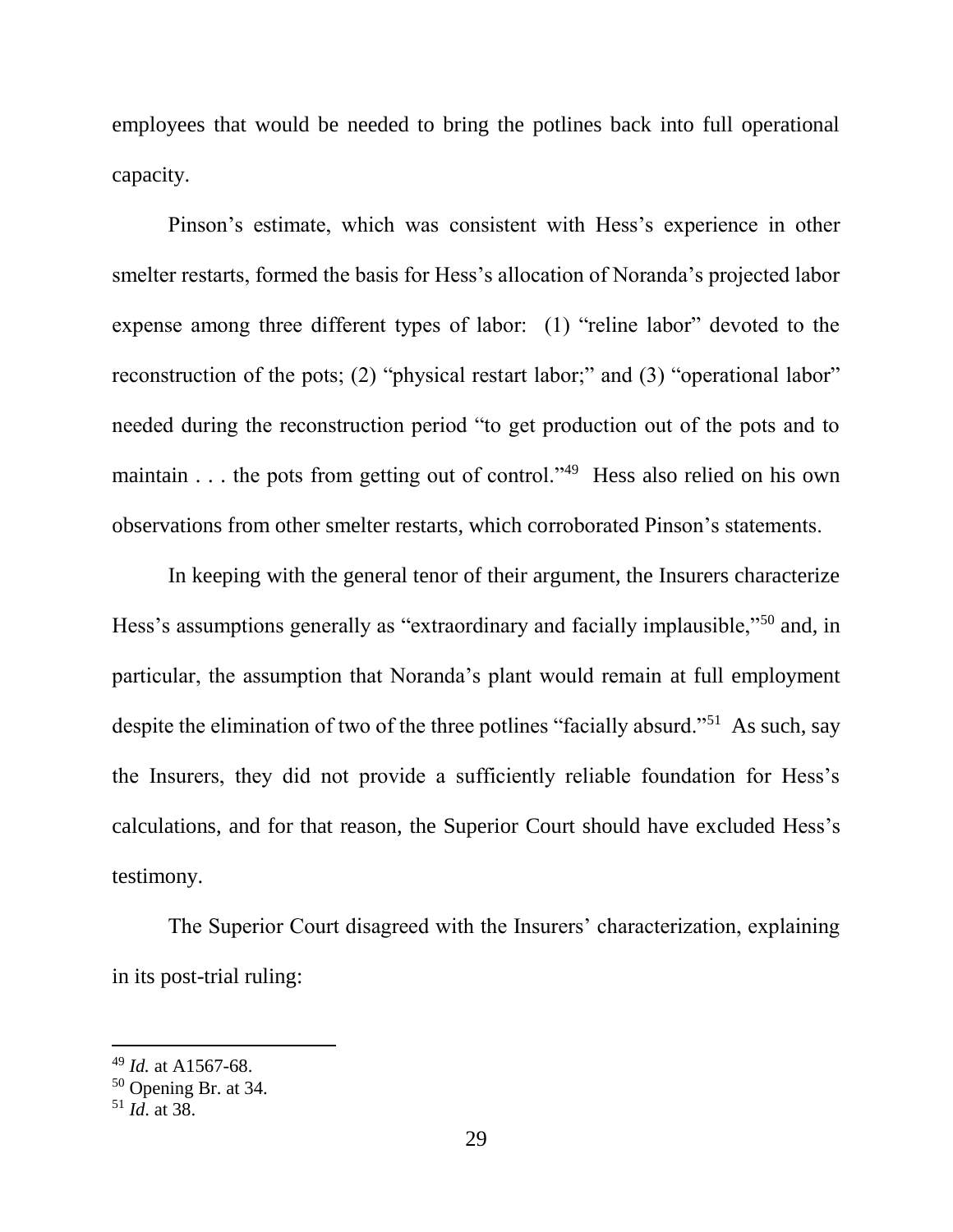employees that would be needed to bring the potlines back into full operational capacity.

Pinson's estimate, which was consistent with Hess's experience in other smelter restarts, formed the basis for Hess's allocation of Noranda's projected labor expense among three different types of labor: (1) "reline labor" devoted to the reconstruction of the pots; (2) "physical restart labor;" and (3) "operational labor" needed during the reconstruction period "to get production out of the pots and to maintain . . . the pots from getting out of control."[49] Hess also relied on his own observations from other smelter restarts, which corroborated Pinson's statements.

In keeping with the general tenor of their argument, the Insurers characterize Hess's assumptions generally as "extraordinary and facially implausible,"[50] and, in particular, the assumption that Noranda's plant would remain at full employment despite the elimination of two of the three potlines "facially absurd."[51] As such, say the Insurers, they did not provide a sufficiently reliable foundation for Hess's calculations, and for that reason, the Superior Court should have excluded Hess's testimony.

The Superior Court disagreed with the Insurers' characterization, explaining in its post-trial ruling:

---

[49] *Id.* at A1567-68.

[50] Opening Br. at 34.

[51] *Id*. at 38.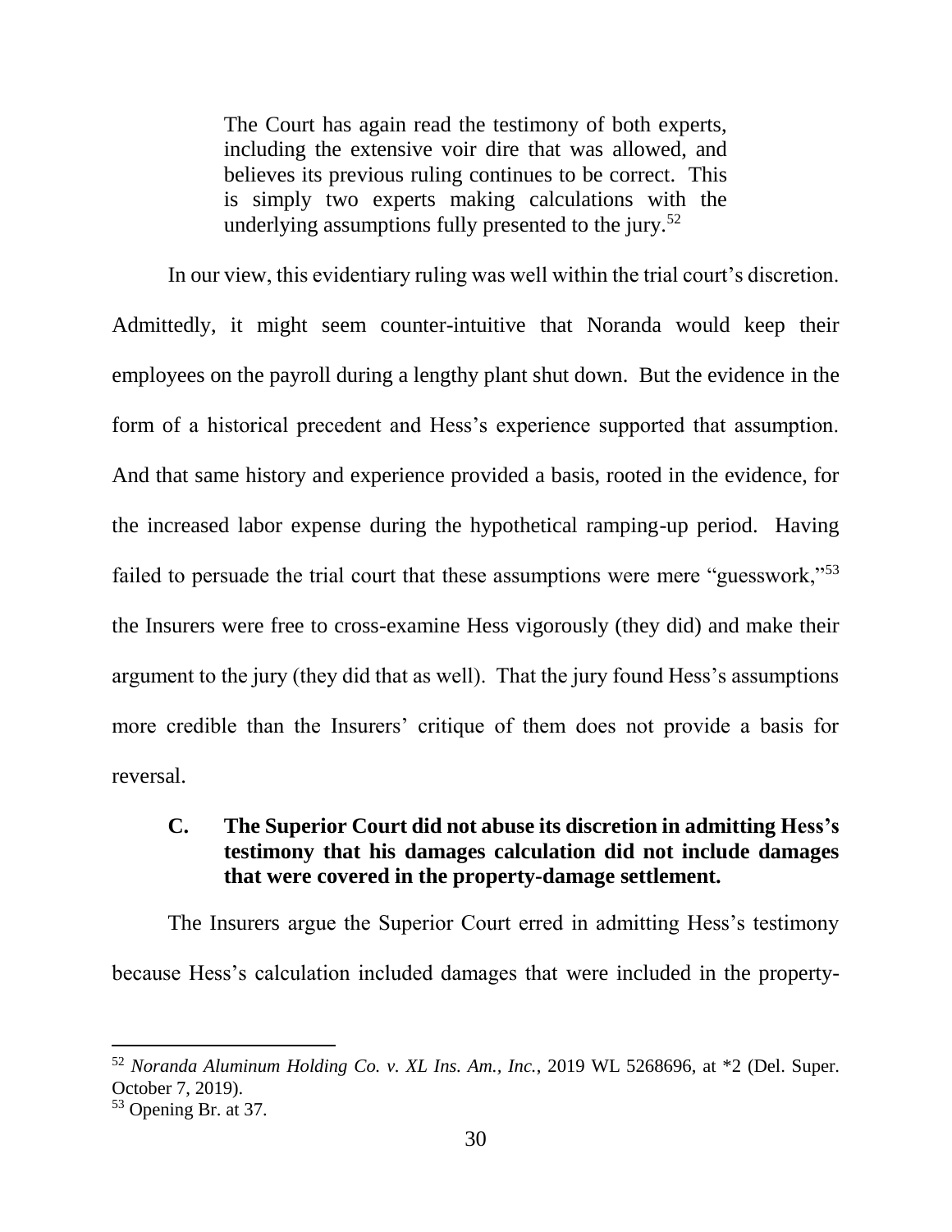> The Court has again read the testimony of both experts, including the extensive voir dire that was allowed, and believes its previous ruling continues to be correct. This is simply two experts making calculations with the underlying assumptions fully presented to the jury.[52]

In our view, this evidentiary ruling was well within the trial court's discretion. Admittedly, it might seem counter-intuitive that Noranda would keep their employees on the payroll during a lengthy plant shut down. But the evidence in the form of a historical precedent and Hess's experience supported that assumption. And that same history and experience provided a basis, rooted in the evidence, for the increased labor expense during the hypothetical ramping-up period. Having failed to persuade the trial court that these assumptions were mere "guesswork,"[53] the Insurers were free to cross-examine Hess vigorously (they did) and make their argument to the jury (they did that as well). That the jury found Hess's assumptions more credible than the Insurers' critique of them does not provide a basis for reversal.

### C. The Superior Court did not abuse its discretion in admitting Hess's testimony that his damages calculation did not include damages that were covered in the property-damage settlement.

The Insurers argue the Superior Court erred in admitting Hess's testimony because Hess's calculation included damages that were included in the property-

---

[52] *Noranda Aluminum Holding Co. v. XL Ins. Am., Inc.*, 2019 WL 5268696, at *2 (Del. Super. October 7, 2019).

[53] Opening Br. at 37.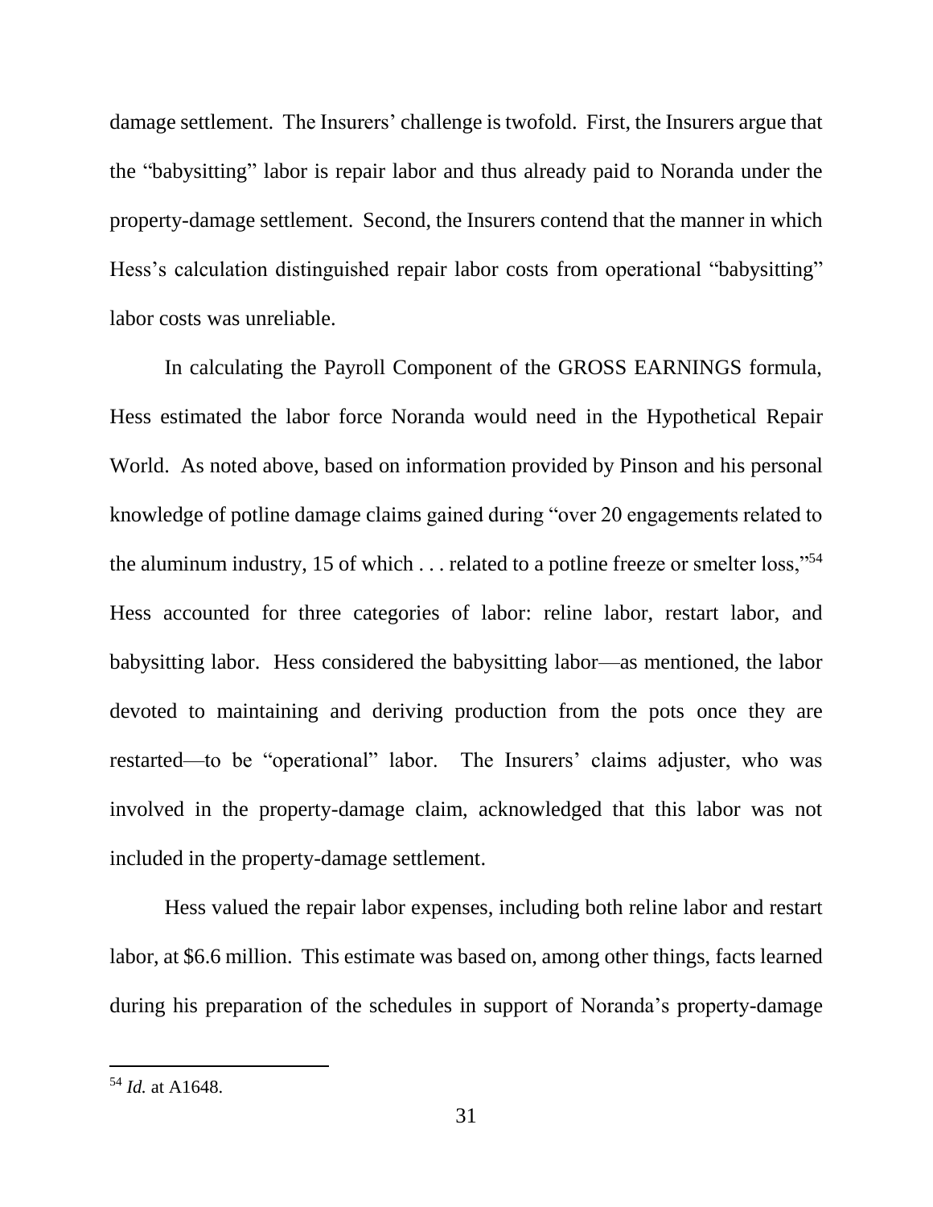damage settlement. The Insurers' challenge is twofold. First, the Insurers argue that the "babysitting" labor is repair labor and thus already paid to Noranda under the property-damage settlement. Second, the Insurers contend that the manner in which Hess's calculation distinguished repair labor costs from operational "babysitting" labor costs was unreliable.

In calculating the Payroll Component of the GROSS EARNINGS formula, Hess estimated the labor force Noranda would need in the Hypothetical Repair World. As noted above, based on information provided by Pinson and his personal knowledge of potline damage claims gained during "over 20 engagements related to the aluminum industry, 15 of which . . . related to a potline freeze or smelter loss,"[54] Hess accounted for three categories of labor: reline labor, restart labor, and babysitting labor. Hess considered the babysitting labor—as mentioned, the labor devoted to maintaining and deriving production from the pots once they are restarted—to be "operational" labor. The Insurers' claims adjuster, who was involved in the property-damage claim, acknowledged that this labor was not included in the property-damage settlement.

Hess valued the repair labor expenses, including both reline labor and restart labor, at \$6.6 million. This estimate was based on, among other things, facts learned during his preparation of the schedules in support of Noranda's property-damage

---

[54] *Id.* at A1648.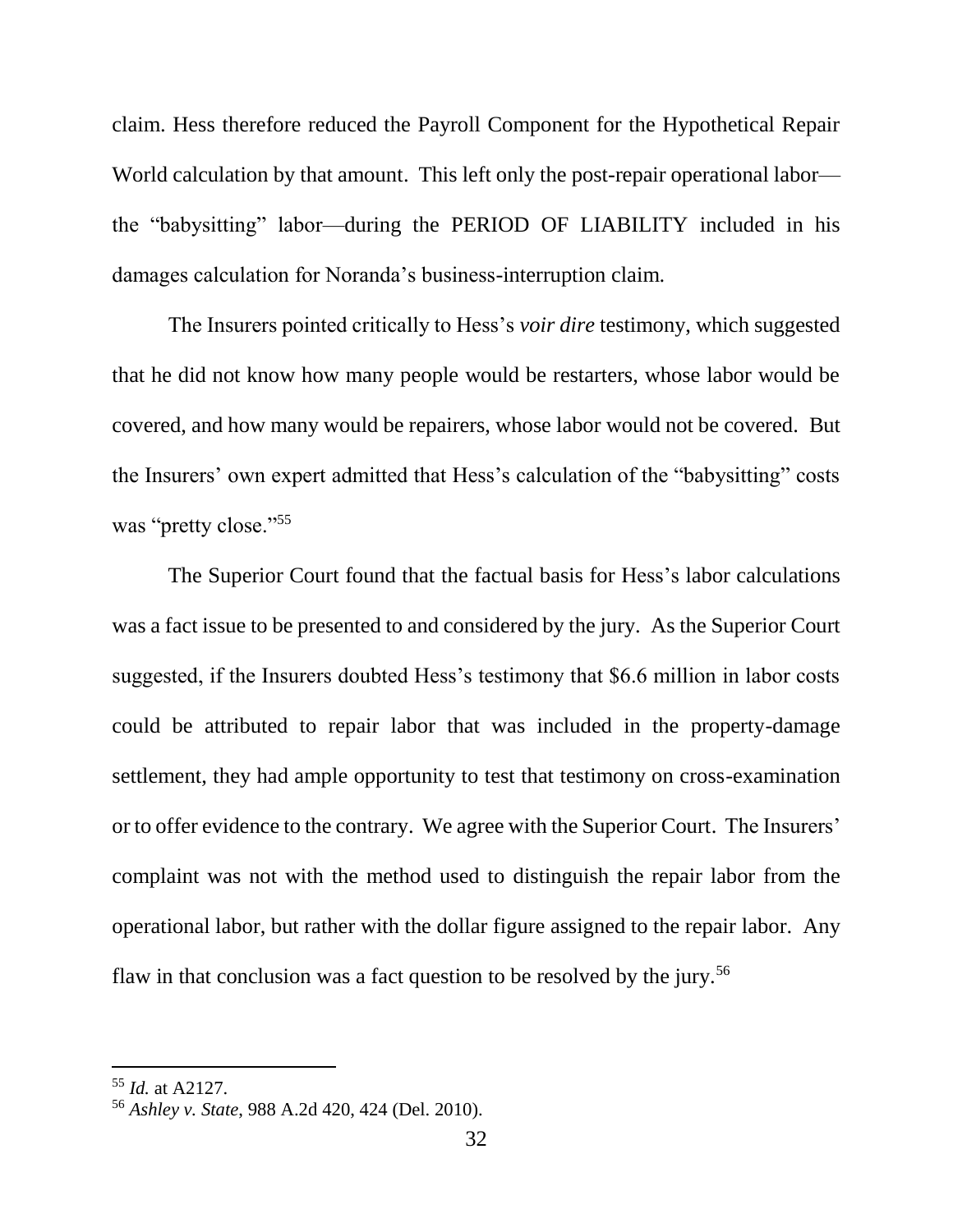claim. Hess therefore reduced the Payroll Component for the Hypothetical Repair World calculation by that amount. This left only the post-repair operational labor—the "babysitting" labor—during the PERIOD OF LIABILITY included in his damages calculation for Noranda's business-interruption claim.

The Insurers pointed critically to Hess's *voir dire* testimony, which suggested that he did not know how many people would be restarters, whose labor would be covered, and how many would be repairers, whose labor would not be covered. But the Insurers' own expert admitted that Hess's calculation of the "babysitting" costs was "pretty close."[55]

The Superior Court found that the factual basis for Hess's labor calculations was a fact issue to be presented to and considered by the jury. As the Superior Court suggested, if the Insurers doubted Hess's testimony that $6.6 million in labor costs could be attributed to repair labor that was included in the property-damage settlement, they had ample opportunity to test that testimony on cross-examination or to offer evidence to the contrary. We agree with the Superior Court. The Insurers' complaint was not with the method used to distinguish the repair labor from the operational labor, but rather with the dollar figure assigned to the repair labor. Any flaw in that conclusion was a fact question to be resolved by the jury.[56]

---

[55] *Id.* at A2127.

[56] *Ashley v. State*, 988 A.2d 420, 424 (Del. 2010).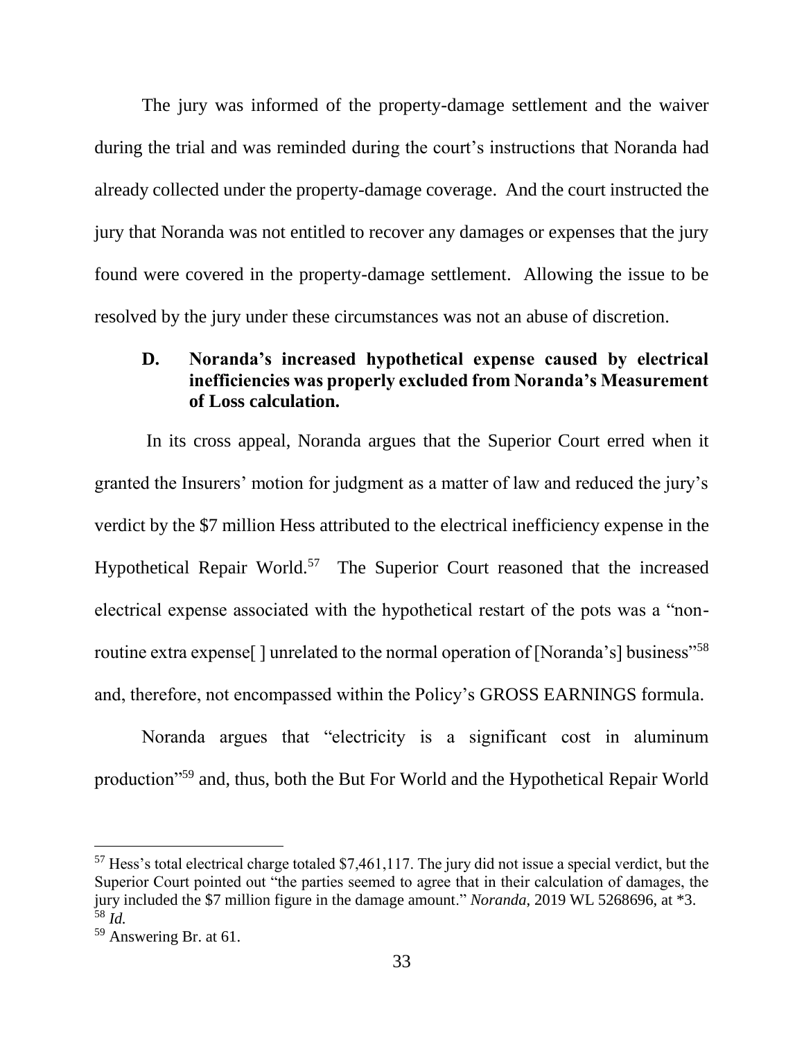The jury was informed of the property-damage settlement and the waiver during the trial and was reminded during the court's instructions that Noranda had already collected under the property-damage coverage. And the court instructed the jury that Noranda was not entitled to recover any damages or expenses that the jury found were covered in the property-damage settlement. Allowing the issue to be resolved by the jury under these circumstances was not an abuse of discretion.

### D. Noranda's increased hypothetical expense caused by electrical inefficiencies was properly excluded from Noranda's Measurement of Loss calculation.

In its cross appeal, Noranda argues that the Superior Court erred when it granted the Insurers' motion for judgment as a matter of law and reduced the jury's verdict by the $7 million Hess attributed to the electrical inefficiency expense in the Hypothetical Repair World.[57] The Superior Court reasoned that the increased electrical expense associated with the hypothetical restart of the pots was a "non-routine extra expense[ ] unrelated to the normal operation of [Noranda's] business"[58] and, therefore, not encompassed within the Policy's GROSS EARNINGS formula.

Noranda argues that "electricity is a significant cost in aluminum production"[59] and, thus, both the But For World and the Hypothetical Repair World

---

[57] Hess's total electrical charge totaled $7,461,117. The jury did not issue a special verdict, but the Superior Court pointed out "the parties seemed to agree that in their calculation of damages, the jury included the $7 million figure in the damage amount." *Noranda*, 2019 WL 5268696, at *3.

[58] *Id.*

[59] Answering Br. at 61.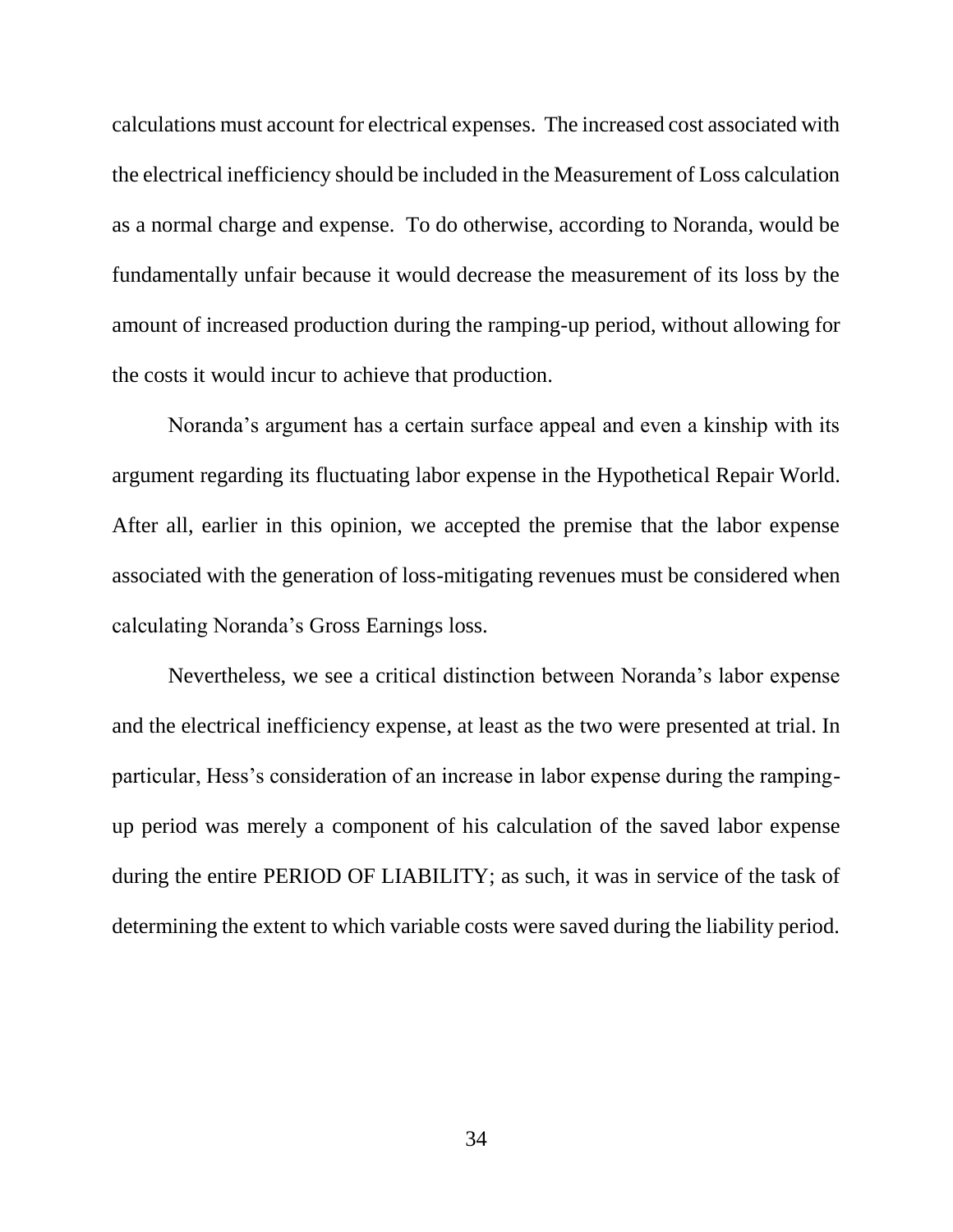calculations must account for electrical expenses. The increased cost associated with the electrical inefficiency should be included in the Measurement of Loss calculation as a normal charge and expense. To do otherwise, according to Noranda, would be fundamentally unfair because it would decrease the measurement of its loss by the amount of increased production during the ramping-up period, without allowing for the costs it would incur to achieve that production.

Noranda's argument has a certain surface appeal and even a kinship with its argument regarding its fluctuating labor expense in the Hypothetical Repair World. After all, earlier in this opinion, we accepted the premise that the labor expense associated with the generation of loss-mitigating revenues must be considered when calculating Noranda's Gross Earnings loss.

Nevertheless, we see a critical distinction between Noranda's labor expense and the electrical inefficiency expense, at least as the two were presented at trial. In particular, Hess's consideration of an increase in labor expense during the ramping-up period was merely a component of his calculation of the saved labor expense during the entire PERIOD OF LIABILITY; as such, it was in service of the task of determining the extent to which variable costs were saved during the liability period.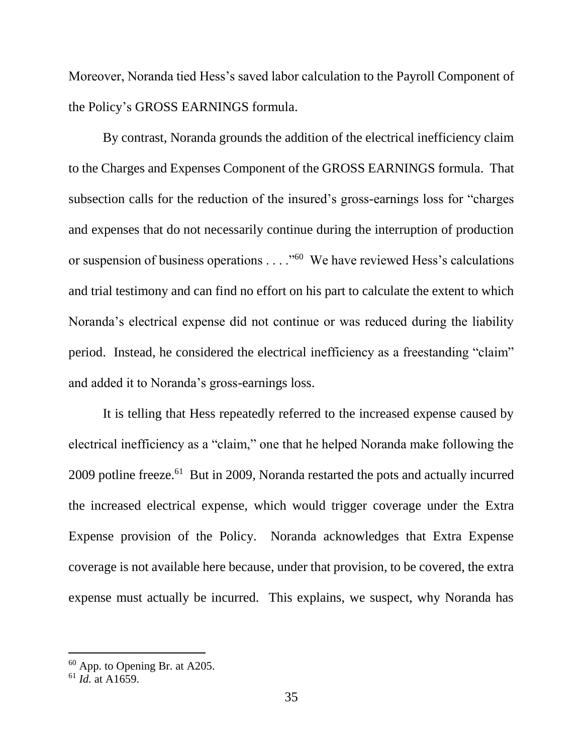Moreover, Noranda tied Hess's saved labor calculation to the Payroll Component of the Policy's GROSS EARNINGS formula.

By contrast, Noranda grounds the addition of the electrical inefficiency claim to the Charges and Expenses Component of the GROSS EARNINGS formula. That subsection calls for the reduction of the insured's gross-earnings loss for "charges and expenses that do not necessarily continue during the interruption of production or suspension of business operations . . . ."[60] We have reviewed Hess's calculations and trial testimony and can find no effort on his part to calculate the extent to which Noranda's electrical expense did not continue or was reduced during the liability period. Instead, he considered the electrical inefficiency as a freestanding "claim" and added it to Noranda's gross-earnings loss.

It is telling that Hess repeatedly referred to the increased expense caused by electrical inefficiency as a "claim," one that he helped Noranda make following the 2009 potline freeze.[61] But in 2009, Noranda restarted the pots and actually incurred the increased electrical expense, which would trigger coverage under the Extra Expense provision of the Policy. Noranda acknowledges that Extra Expense coverage is not available here because, under that provision, to be covered, the extra expense must actually be incurred. This explains, we suspect, why Noranda has

---

[60] App. to Opening Br. at A205.

[61] *Id.* at A1659.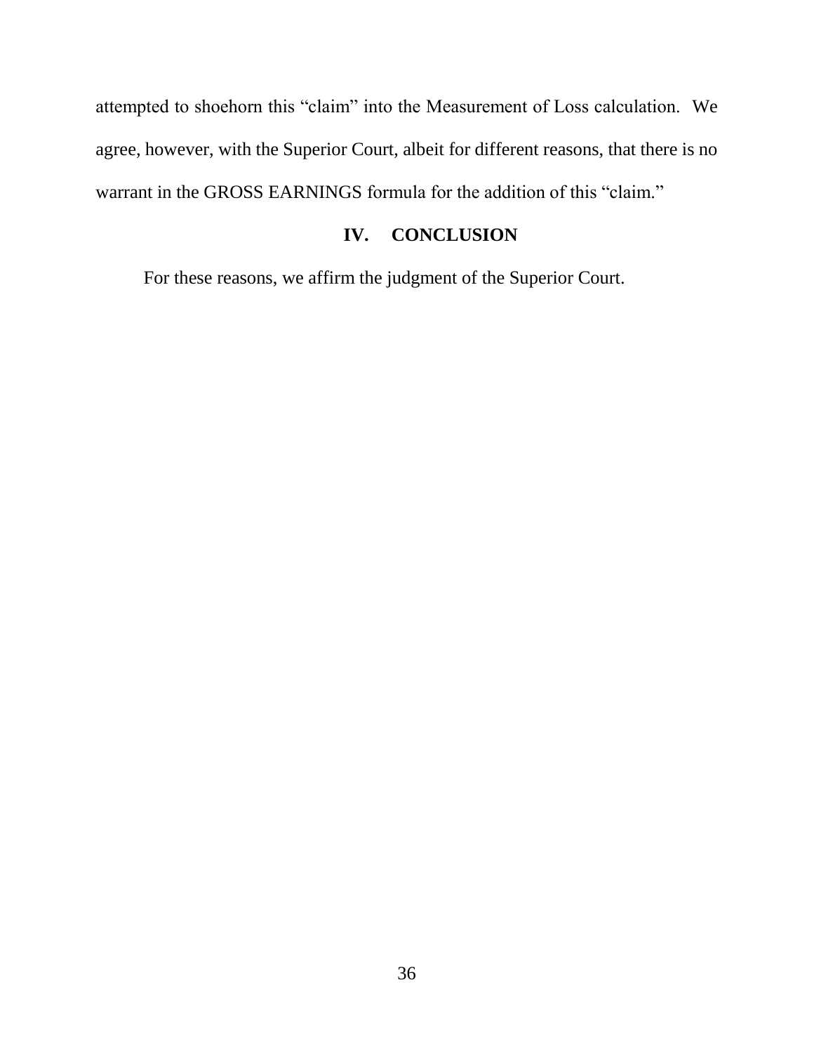attempted to shoehorn this "claim" into the Measurement of Loss calculation. We agree, however, with the Superior Court, albeit for different reasons, that there is no warrant in the GROSS EARNINGS formula for the addition of this "claim."

## IV. CONCLUSION

For these reasons, we affirm the judgment of the Superior Court.